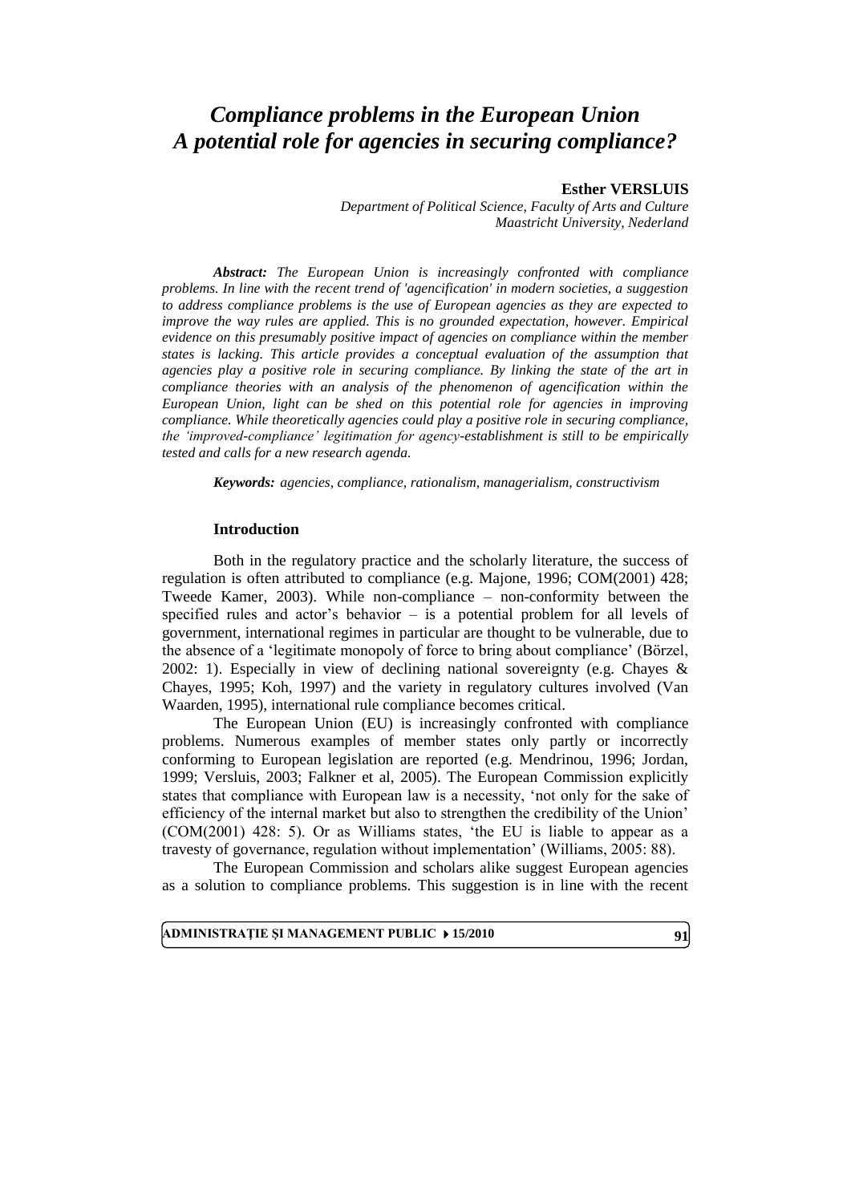# *Compliance problems in the European Union*
# *A potential role for agencies in securing compliance?*

**Esther VERSLUIS**

*Department of Political Science, Faculty of Arts and Culture*
*Maastricht University, Nederland*

***Abstract:*** ***The European Union is increasingly confronted with compliance problems. In line with the recent trend of 'agencification' in modern societies, a suggestion to address compliance problems is the use of European agencies as they are expected to improve the way rules are applied. This is no grounded expectation, however. Empirical evidence on this presumably positive impact of agencies on compliance within the member states is lacking. This article provides a conceptual evaluation of the assumption that agencies play a positive role in securing compliance. By linking the state of the art in compliance theories with an analysis of the phenomenon of agencification within the European Union, light can be shed on this potential role for agencies in improving compliance. While theoretically agencies could play a positive role in securing compliance, the 'improved-compliance' legitimation for agency-establishment is still to be empirically tested and calls for a new research agenda.***

***Keywords:*** ***agencies, compliance, rationalism, managerialism, constructivism***

## Introduction

Both in the regulatory practice and the scholarly literature, the success of regulation is often attributed to compliance (e.g. Majone, 1996; COM(2001) 428; Tweede Kamer, 2003). While non-compliance – non-conformity between the specified rules and actor's behavior – is a potential problem for all levels of government, international regimes in particular are thought to be vulnerable, due to the absence of a 'legitimate monopoly of force to bring about compliance' (Börzel, 2002: 1). Especially in view of declining national sovereignty (e.g. Chayes & Chayes, 1995; Koh, 1997) and the variety in regulatory cultures involved (Van Waarden, 1995), international rule compliance becomes critical.

The European Union (EU) is increasingly confronted with compliance problems. Numerous examples of member states only partly or incorrectly conforming to European legislation are reported (e.g. Mendrinou, 1996; Jordan, 1999; Versluis, 2003; Falkner et al, 2005). The European Commission explicitly states that compliance with European law is a necessity, 'not only for the sake of efficiency of the internal market but also to strengthen the credibility of the Union' (COM(2001) 428: 5). Or as Williams states, 'the EU is liable to appear as a travesty of governance, regulation without implementation' (Williams, 2005: 88).

The European Commission and scholars alike suggest European agencies as a solution to compliance problems. This suggestion is in line with the recent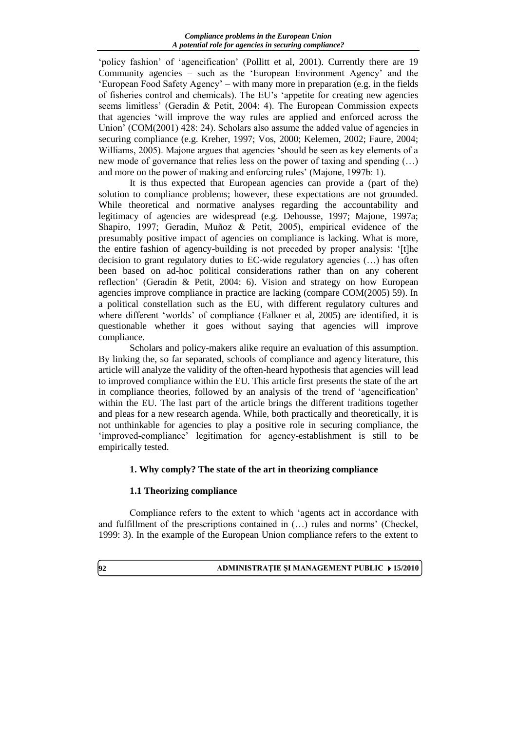'policy fashion' of 'agencification' (Pollitt et al, 2001). Currently there are 19 Community agencies – such as the 'European Environment Agency' and the 'European Food Safety Agency' – with many more in preparation (e.g. in the fields of fisheries control and chemicals). The EU's 'appetite for creating new agencies seems limitless' (Geradin & Petit, 2004: 4). The European Commission expects that agencies 'will improve the way rules are applied and enforced across the Union' (COM(2001) 428: 24). Scholars also assume the added value of agencies in securing compliance (e.g. Kreher, 1997; Vos, 2000; Kelemen, 2002; Faure, 2004; Williams, 2005). Majone argues that agencies 'should be seen as key elements of a new mode of governance that relies less on the power of taxing and spending (…) and more on the power of making and enforcing rules' (Majone, 1997b: 1).

It is thus expected that European agencies can provide a (part of the) solution to compliance problems; however, these expectations are not grounded. While theoretical and normative analyses regarding the accountability and legitimacy of agencies are widespread (e.g. Dehousse, 1997; Majone, 1997a; Shapiro, 1997; Geradin, Muñoz & Petit, 2005), empirical evidence of the presumably positive impact of agencies on compliance is lacking. What is more, the entire fashion of agency-building is not preceded by proper analysis: '[t]he decision to grant regulatory duties to EC-wide regulatory agencies (…) has often been based on ad-hoc political considerations rather than on any coherent reflection' (Geradin & Petit, 2004: 6). Vision and strategy on how European agencies improve compliance in practice are lacking (compare COM(2005) 59). In a political constellation such as the EU, with different regulatory cultures and where different 'worlds' of compliance (Falkner et al, 2005) are identified, it is questionable whether it goes without saying that agencies will improve compliance.

Scholars and policy-makers alike require an evaluation of this assumption. By linking the, so far separated, schools of compliance and agency literature, this article will analyze the validity of the often-heard hypothesis that agencies will lead to improved compliance within the EU. This article first presents the state of the art in compliance theories, followed by an analysis of the trend of 'agencification' within the EU. The last part of the article brings the different traditions together and pleas for a new research agenda. While, both practically and theoretically, it is not unthinkable for agencies to play a positive role in securing compliance, the 'improved-compliance' legitimation for agency-establishment is still to be empirically tested.

## 1. Why comply? The state of the art in theorizing compliance

### 1.1 Theorizing compliance

Compliance refers to the extent to which 'agents act in accordance with and fulfillment of the prescriptions contained in (…) rules and norms' (Checkel, 1999: 3). In the example of the European Union compliance refers to the extent to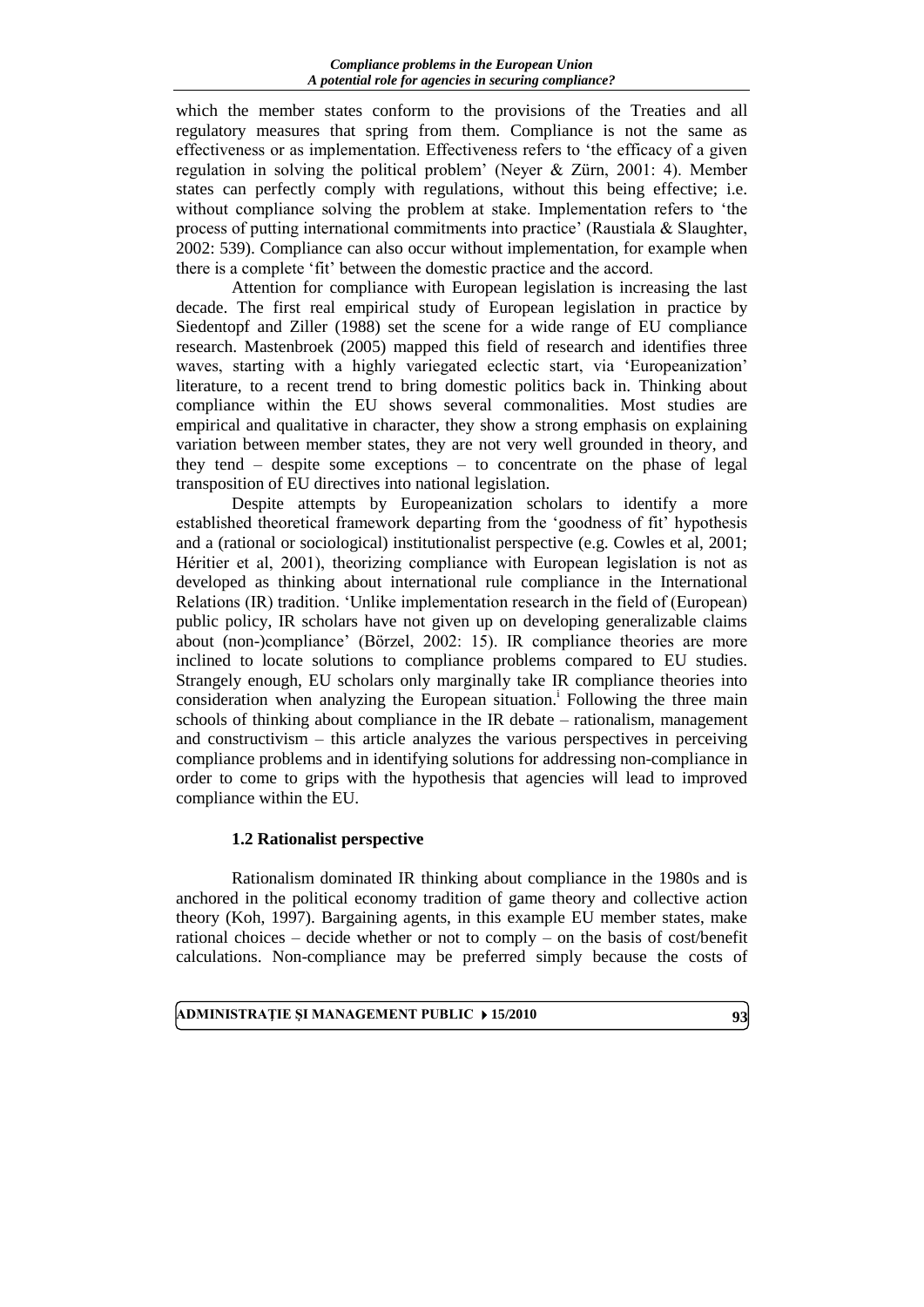which the member states conform to the provisions of the Treaties and all regulatory measures that spring from them. Compliance is not the same as effectiveness or as implementation. Effectiveness refers to 'the efficacy of a given regulation in solving the political problem' (Neyer & Zürn, 2001: 4). Member states can perfectly comply with regulations, without this being effective; i.e. without compliance solving the problem at stake. Implementation refers to 'the process of putting international commitments into practice' (Raustiala & Slaughter, 2002: 539). Compliance can also occur without implementation, for example when there is a complete 'fit' between the domestic practice and the accord.

Attention for compliance with European legislation is increasing the last decade. The first real empirical study of European legislation in practice by Siedentopf and Ziller (1988) set the scene for a wide range of EU compliance research. Mastenbroek (2005) mapped this field of research and identifies three waves, starting with a highly variegated eclectic start, via 'Europeanization' literature, to a recent trend to bring domestic politics back in. Thinking about compliance within the EU shows several commonalities. Most studies are empirical and qualitative in character, they show a strong emphasis on explaining variation between member states, they are not very well grounded in theory, and they tend – despite some exceptions – to concentrate on the phase of legal transposition of EU directives into national legislation.

Despite attempts by Europeanization scholars to identify a more established theoretical framework departing from the 'goodness of fit' hypothesis and a (rational or sociological) institutionalist perspective (e.g. Cowles et al, 2001; Héritier et al, 2001), theorizing compliance with European legislation is not as developed as thinking about international rule compliance in the International Relations (IR) tradition. 'Unlike implementation research in the field of (European) public policy, IR scholars have not given up on developing generalizable claims about (non-)compliance' (Börzel, 2002: 15). IR compliance theories are more inclined to locate solutions to compliance problems compared to EU studies. Strangely enough, EU scholars only marginally take IR compliance theories into consideration when analyzing the European situation.[i] Following the three main schools of thinking about compliance in the IR debate – rationalism, management and constructivism – this article analyzes the various perspectives in perceiving compliance problems and in identifying solutions for addressing non-compliance in order to come to grips with the hypothesis that agencies will lead to improved compliance within the EU.

### 1.2 Rationalist perspective

Rationalism dominated IR thinking about compliance in the 1980s and is anchored in the political economy tradition of game theory and collective action theory (Koh, 1997). Bargaining agents, in this example EU member states, make rational choices – decide whether or not to comply – on the basis of cost/benefit calculations. Non-compliance may be preferred simply because the costs of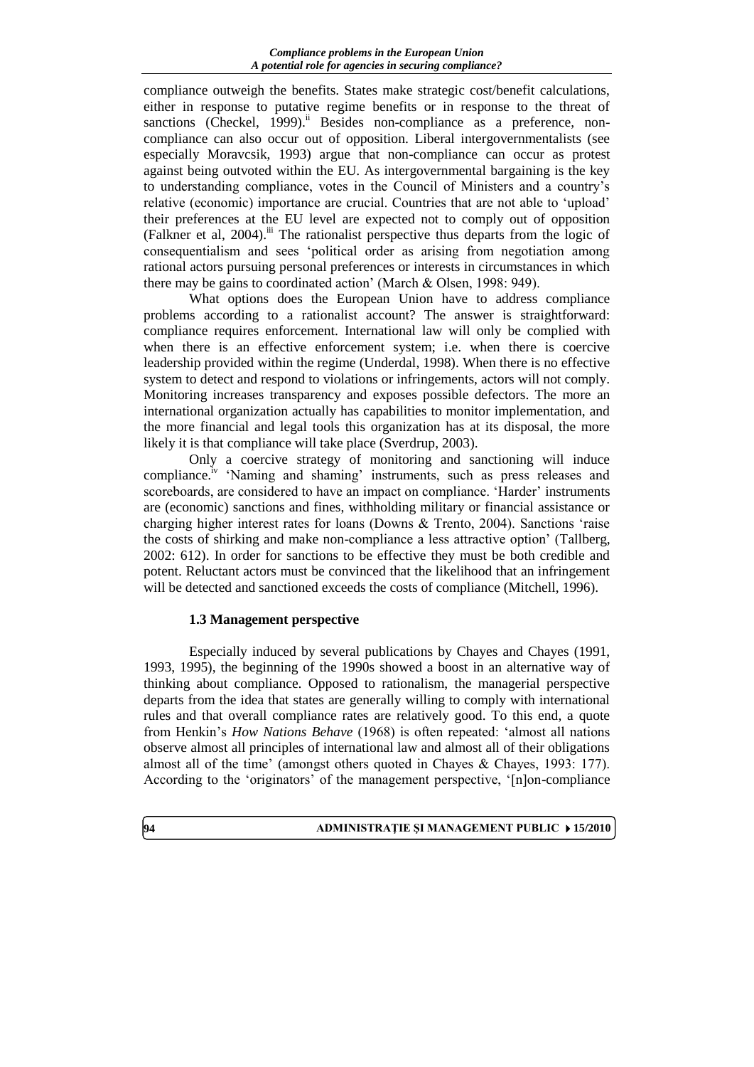compliance outweigh the benefits. States make strategic cost/benefit calculations, either in response to putative regime benefits or in response to the threat of sanctions (Checkel, 1999).[ii] Besides non-compliance as a preference, non-compliance can also occur out of opposition. Liberal intergovernmentalists (see especially Moravcsik, 1993) argue that non-compliance can occur as protest against being outvoted within the EU. As intergovernmental bargaining is the key to understanding compliance, votes in the Council of Ministers and a country's relative (economic) importance are crucial. Countries that are not able to 'upload' their preferences at the EU level are expected not to comply out of opposition (Falkner et al, 2004).[iii] The rationalist perspective thus departs from the logic of consequentialism and sees 'political order as arising from negotiation among rational actors pursuing personal preferences or interests in circumstances in which there may be gains to coordinated action' (March & Olsen, 1998: 949).

What options does the European Union have to address compliance problems according to a rationalist account? The answer is straightforward: compliance requires enforcement. International law will only be complied with when there is an effective enforcement system; i.e. when there is coercive leadership provided within the regime (Underdal, 1998). When there is no effective system to detect and respond to violations or infringements, actors will not comply. Monitoring increases transparency and exposes possible defectors. The more an international organization actually has capabilities to monitor implementation, and the more financial and legal tools this organization has at its disposal, the more likely it is that compliance will take place (Sverdrup, 2003).

Only a coercive strategy of monitoring and sanctioning will induce compliance.[iv] 'Naming and shaming' instruments, such as press releases and scoreboards, are considered to have an impact on compliance. 'Harder' instruments are (economic) sanctions and fines, withholding military or financial assistance or charging higher interest rates for loans (Downs & Trento, 2004). Sanctions 'raise the costs of shirking and make non-compliance a less attractive option' (Tallberg, 2002: 612). In order for sanctions to be effective they must be both credible and potent. Reluctant actors must be convinced that the likelihood that an infringement will be detected and sanctioned exceeds the costs of compliance (Mitchell, 1996).

### 1.3 Management perspective

Especially induced by several publications by Chayes and Chayes (1991, 1993, 1995), the beginning of the 1990s showed a boost in an alternative way of thinking about compliance. Opposed to rationalism, the managerial perspective departs from the idea that states are generally willing to comply with international rules and that overall compliance rates are relatively good. To this end, a quote from Henkin's *How Nations Behave* (1968) is often repeated: 'almost all nations observe almost all principles of international law and almost all of their obligations almost all of the time' (amongst others quoted in Chayes & Chayes, 1993: 177). According to the 'originators' of the management perspective, '[n]on-compliance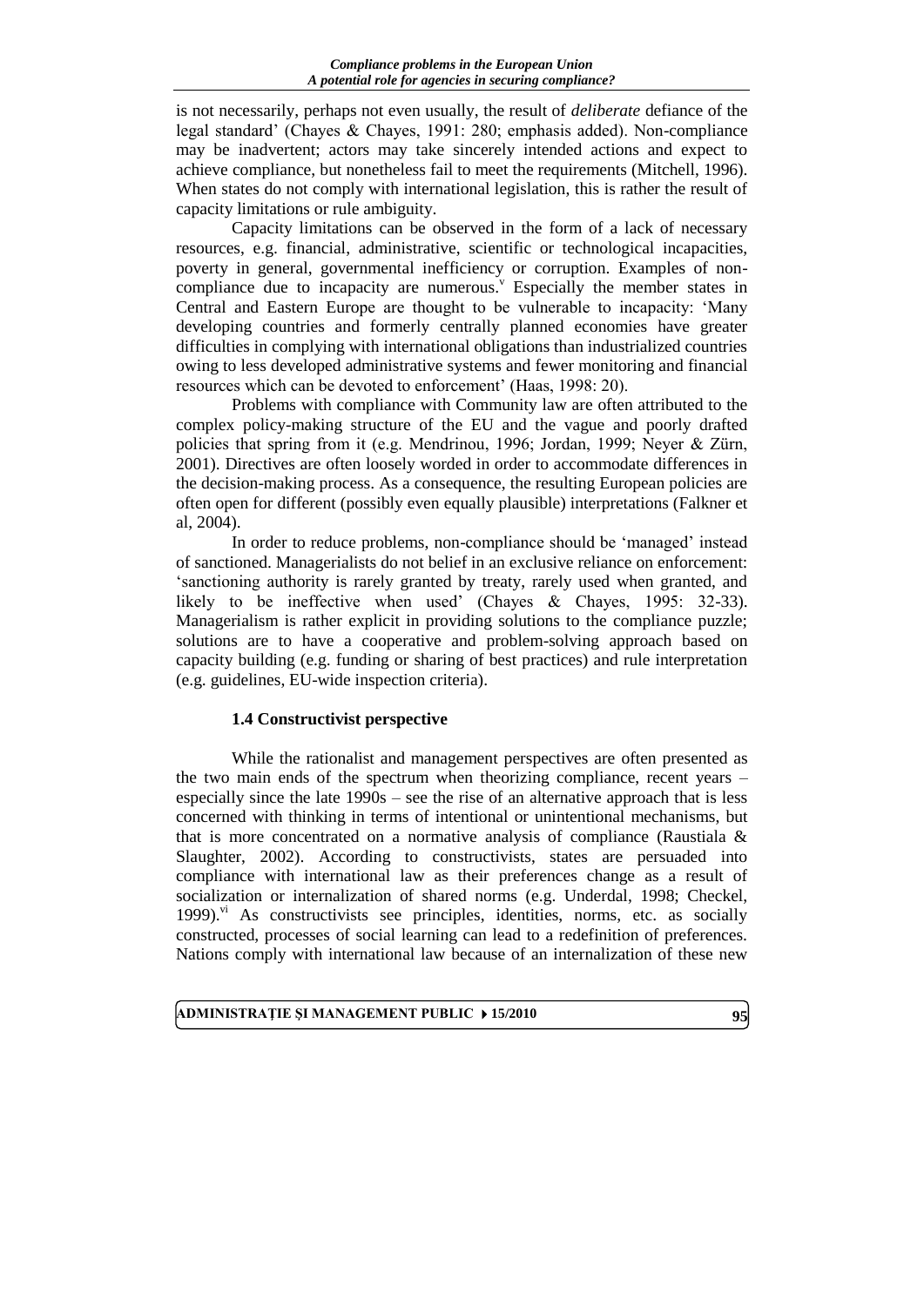is not necessarily, perhaps not even usually, the result of *deliberate* defiance of the legal standard' (Chayes & Chayes, 1991: 280; emphasis added). Non-compliance may be inadvertent; actors may take sincerely intended actions and expect to achieve compliance, but nonetheless fail to meet the requirements (Mitchell, 1996). When states do not comply with international legislation, this is rather the result of capacity limitations or rule ambiguity.

Capacity limitations can be observed in the form of a lack of necessary resources, e.g. financial, administrative, scientific or technological incapacities, poverty in general, governmental inefficiency or corruption. Examples of non-compliance due to incapacity are numerous.[v] Especially the member states in Central and Eastern Europe are thought to be vulnerable to incapacity: 'Many developing countries and formerly centrally planned economies have greater difficulties in complying with international obligations than industrialized countries owing to less developed administrative systems and fewer monitoring and financial resources which can be devoted to enforcement' (Haas, 1998: 20).

Problems with compliance with Community law are often attributed to the complex policy-making structure of the EU and the vague and poorly drafted policies that spring from it (e.g. Mendrinou, 1996; Jordan, 1999; Neyer & Zürn, 2001). Directives are often loosely worded in order to accommodate differences in the decision-making process. As a consequence, the resulting European policies are often open for different (possibly even equally plausible) interpretations (Falkner et al, 2004).

In order to reduce problems, non-compliance should be 'managed' instead of sanctioned. Managerialists do not belief in an exclusive reliance on enforcement: 'sanctioning authority is rarely granted by treaty, rarely used when granted, and likely to be ineffective when used' (Chayes & Chayes, 1995: 32-33). Managerialism is rather explicit in providing solutions to the compliance puzzle; solutions are to have a cooperative and problem-solving approach based on capacity building (e.g. funding or sharing of best practices) and rule interpretation (e.g. guidelines, EU-wide inspection criteria).

### 1.4 Constructivist perspective

While the rationalist and management perspectives are often presented as the two main ends of the spectrum when theorizing compliance, recent years – especially since the late 1990s – see the rise of an alternative approach that is less concerned with thinking in terms of intentional or unintentional mechanisms, but that is more concentrated on a normative analysis of compliance (Raustiala & Slaughter, 2002). According to constructivists, states are persuaded into compliance with international law as their preferences change as a result of socialization or internalization of shared norms (e.g. Underdal, 1998; Checkel, 1999).[vi] As constructivists see principles, identities, norms, etc. as socially constructed, processes of social learning can lead to a redefinition of preferences. Nations comply with international law because of an internalization of these new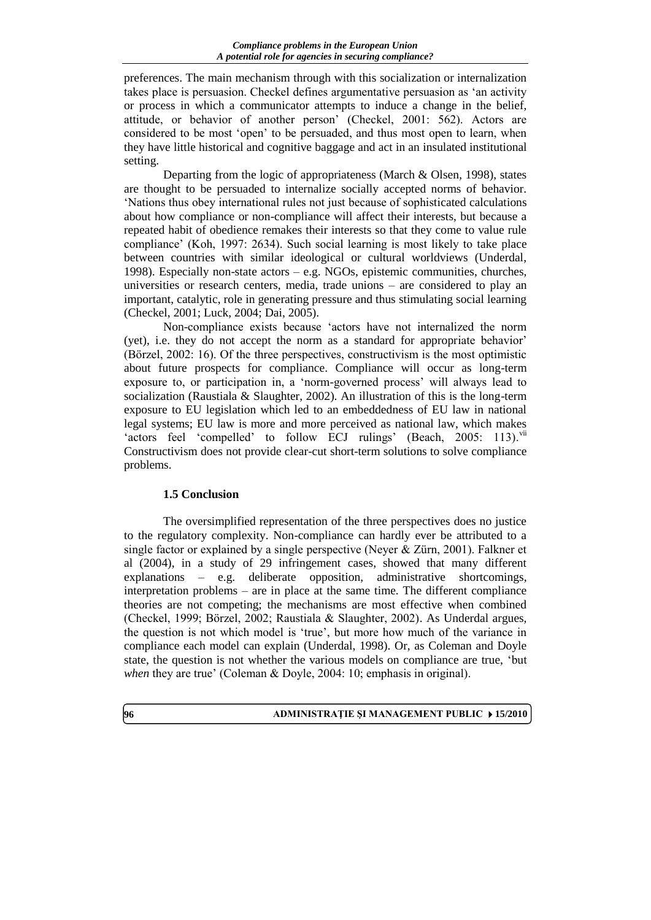preferences. The main mechanism through with this socialization or internalization takes place is persuasion. Checkel defines argumentative persuasion as 'an activity or process in which a communicator attempts to induce a change in the belief, attitude, or behavior of another person' (Checkel, 2001: 562). Actors are considered to be most 'open' to be persuaded, and thus most open to learn, when they have little historical and cognitive baggage and act in an insulated institutional setting.

Departing from the logic of appropriateness (March & Olsen, 1998), states are thought to be persuaded to internalize socially accepted norms of behavior. 'Nations thus obey international rules not just because of sophisticated calculations about how compliance or non-compliance will affect their interests, but because a repeated habit of obedience remakes their interests so that they come to value rule compliance' (Koh, 1997: 2634). Such social learning is most likely to take place between countries with similar ideological or cultural worldviews (Underdal, 1998). Especially non-state actors – e.g. NGOs, epistemic communities, churches, universities or research centers, media, trade unions – are considered to play an important, catalytic, role in generating pressure and thus stimulating social learning (Checkel, 2001; Luck, 2004; Dai, 2005).

Non-compliance exists because 'actors have not internalized the norm (yet), i.e. they do not accept the norm as a standard for appropriate behavior' (Börzel, 2002: 16). Of the three perspectives, constructivism is the most optimistic about future prospects for compliance. Compliance will occur as long-term exposure to, or participation in, a 'norm-governed process' will always lead to socialization (Raustiala & Slaughter, 2002). An illustration of this is the long-term exposure to EU legislation which led to an embeddedness of EU law in national legal systems; EU law is more and more perceived as national law, which makes 'actors feel 'compelled' to follow ECJ rulings' (Beach, 2005: 113).[vii] Constructivism does not provide clear-cut short-term solutions to solve compliance problems.

### 1.5 Conclusion

The oversimplified representation of the three perspectives does no justice to the regulatory complexity. Non-compliance can hardly ever be attributed to a single factor or explained by a single perspective (Neyer & Zürn, 2001). Falkner et al (2004), in a study of 29 infringement cases, showed that many different explanations – e.g. deliberate opposition, administrative shortcomings, interpretation problems – are in place at the same time. The different compliance theories are not competing; the mechanisms are most effective when combined (Checkel, 1999; Börzel, 2002; Raustiala & Slaughter, 2002). As Underdal argues, the question is not which model is 'true', but more how much of the variance in compliance each model can explain (Underdal, 1998). Or, as Coleman and Doyle state, the question is not whether the various models on compliance are true, 'but *when* they are true' (Coleman & Doyle, 2004: 10; emphasis in original).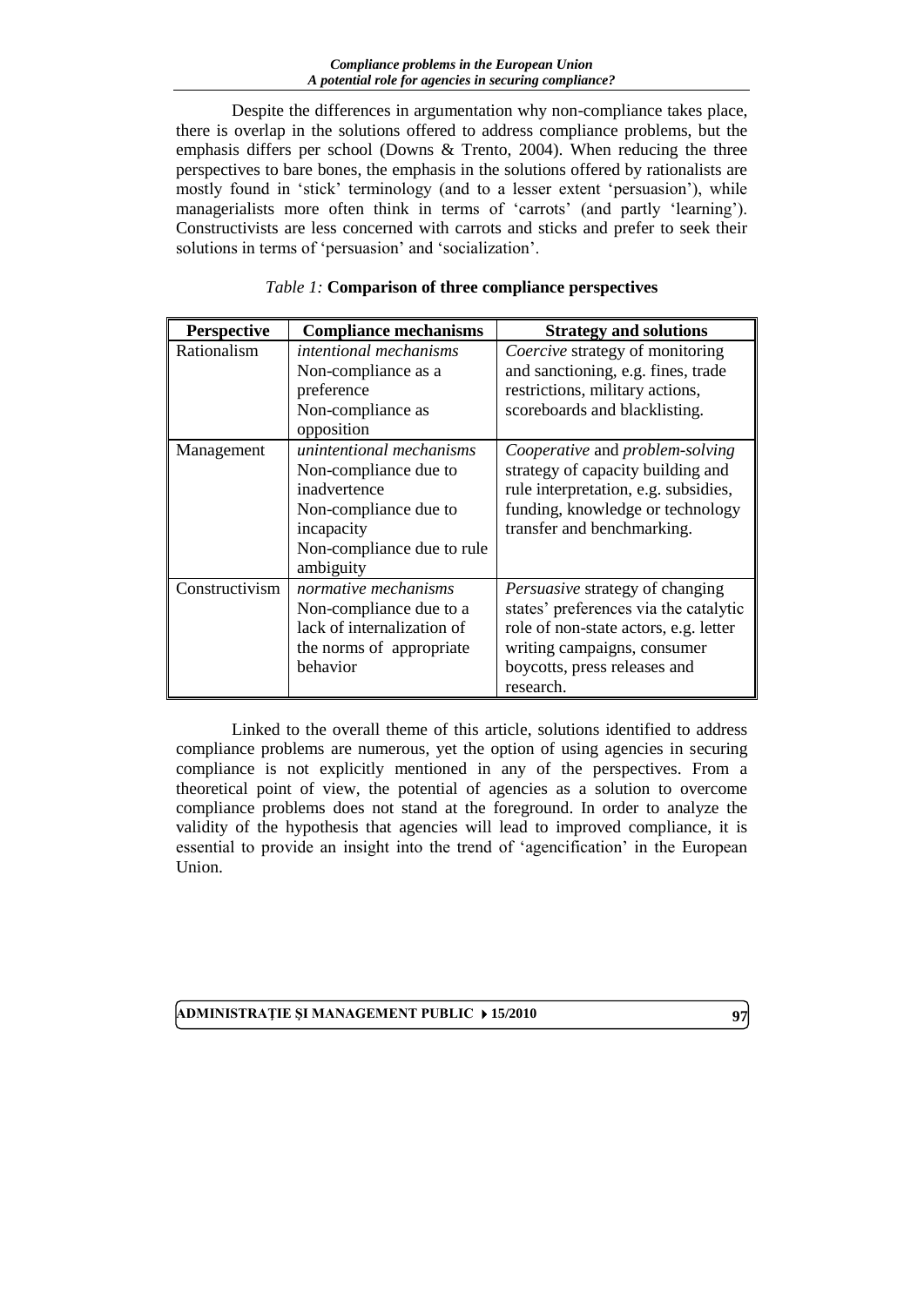Despite the differences in argumentation why non-compliance takes place, there is overlap in the solutions offered to address compliance problems, but the emphasis differs per school (Downs & Trento, 2004). When reducing the three perspectives to bare bones, the emphasis in the solutions offered by rationalists are mostly found in 'stick' terminology (and to a lesser extent 'persuasion'), while managerialists more often think in terms of 'carrots' (and partly 'learning'). Constructivists are less concerned with carrots and sticks and prefer to seek their solutions in terms of 'persuasion' and 'socialization'.

*Table 1:* **Comparison of three compliance perspectives**

| Perspective | Compliance mechanisms | Strategy and solutions |
|---|---|---|
| Rationalism | *intentional mechanisms* Non-compliance as a preference Non-compliance as opposition | *Coercive* strategy of monitoring and sanctioning, e.g. fines, trade restrictions, military actions, scoreboards and blacklisting. |
| Management | *unintentional mechanisms* Non-compliance due to inadvertence Non-compliance due to incapacity Non-compliance due to rule ambiguity | *Cooperative* and *problem-solving* strategy of capacity building and rule interpretation, e.g. subsidies, funding, knowledge or technology transfer and benchmarking. |
| Constructivism | *normative mechanisms* Non-compliance due to a lack of internalization of the norms of appropriate behavior | *Persuasive* strategy of changing states' preferences via the catalytic role of non-state actors, e.g. letter writing campaigns, consumer boycotts, press releases and research. |

Linked to the overall theme of this article, solutions identified to address compliance problems are numerous, yet the option of using agencies in securing compliance is not explicitly mentioned in any of the perspectives. From a theoretical point of view, the potential of agencies as a solution to overcome compliance problems does not stand at the foreground. In order to analyze the validity of the hypothesis that agencies will lead to improved compliance, it is essential to provide an insight into the trend of 'agencification' in the European Union.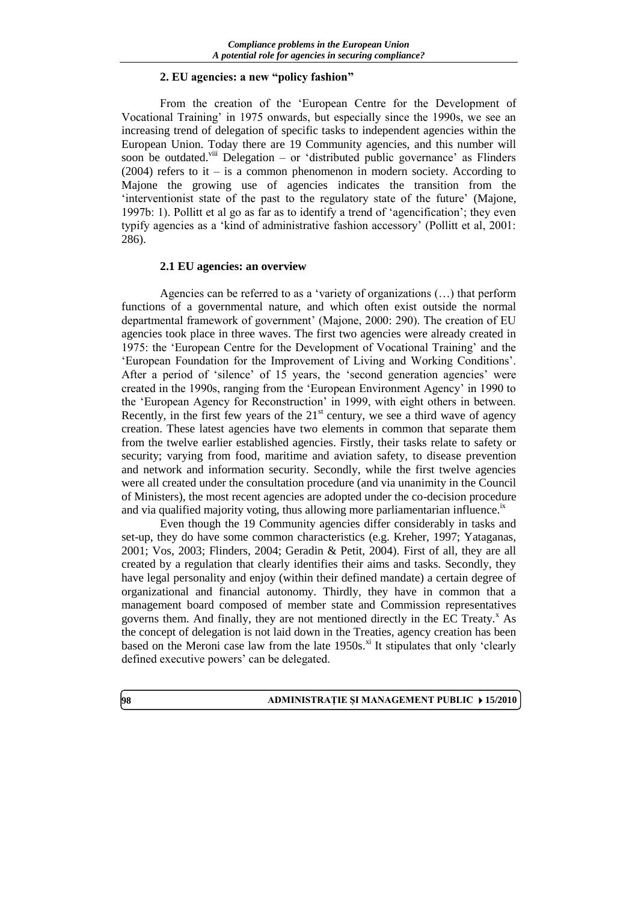## 2. EU agencies: a new "policy fashion"

From the creation of the 'European Centre for the Development of Vocational Training' in 1975 onwards, but especially since the 1990s, we see an increasing trend of delegation of specific tasks to independent agencies within the European Union. Today there are 19 Community agencies, and this number will soon be outdated.[viii] Delegation – or 'distributed public governance' as Flinders (2004) refers to it – is a common phenomenon in modern society. According to Majone the growing use of agencies indicates the transition from the 'interventionist state of the past to the regulatory state of the future' (Majone, 1997b: 1). Pollitt et al go as far as to identify a trend of 'agencification'; they even typify agencies as a 'kind of administrative fashion accessory' (Pollitt et al, 2001: 286).

### 2.1 EU agencies: an overview

Agencies can be referred to as a 'variety of organizations (…) that perform functions of a governmental nature, and which often exist outside the normal departmental framework of government' (Majone, 2000: 290). The creation of EU agencies took place in three waves. The first two agencies were already created in 1975: the 'European Centre for the Development of Vocational Training' and the 'European Foundation for the Improvement of Living and Working Conditions'. After a period of 'silence' of 15 years, the 'second generation agencies' were created in the 1990s, ranging from the 'European Environment Agency' in 1990 to the 'European Agency for Reconstruction' in 1999, with eight others in between. Recently, in the first few years of the 21st century, we see a third wave of agency creation. These latest agencies have two elements in common that separate them from the twelve earlier established agencies. Firstly, their tasks relate to safety or security; varying from food, maritime and aviation safety, to disease prevention and network and information security. Secondly, while the first twelve agencies were all created under the consultation procedure (and via unanimity in the Council of Ministers), the most recent agencies are adopted under the co-decision procedure and via qualified majority voting, thus allowing more parliamentarian influence.[ix]

Even though the 19 Community agencies differ considerably in tasks and set-up, they do have some common characteristics (e.g. Kreher, 1997; Yataganas, 2001; Vos, 2003; Flinders, 2004; Geradin & Petit, 2004). First of all, they are all created by a regulation that clearly identifies their aims and tasks. Secondly, they have legal personality and enjoy (within their defined mandate) a certain degree of organizational and financial autonomy. Thirdly, they have in common that a management board composed of member state and Commission representatives governs them. And finally, they are not mentioned directly in the EC Treaty.[x] As the concept of delegation is not laid down in the Treaties, agency creation has been based on the Meroni case law from the late 1950s.[xi] It stipulates that only 'clearly defined executive powers' can be delegated.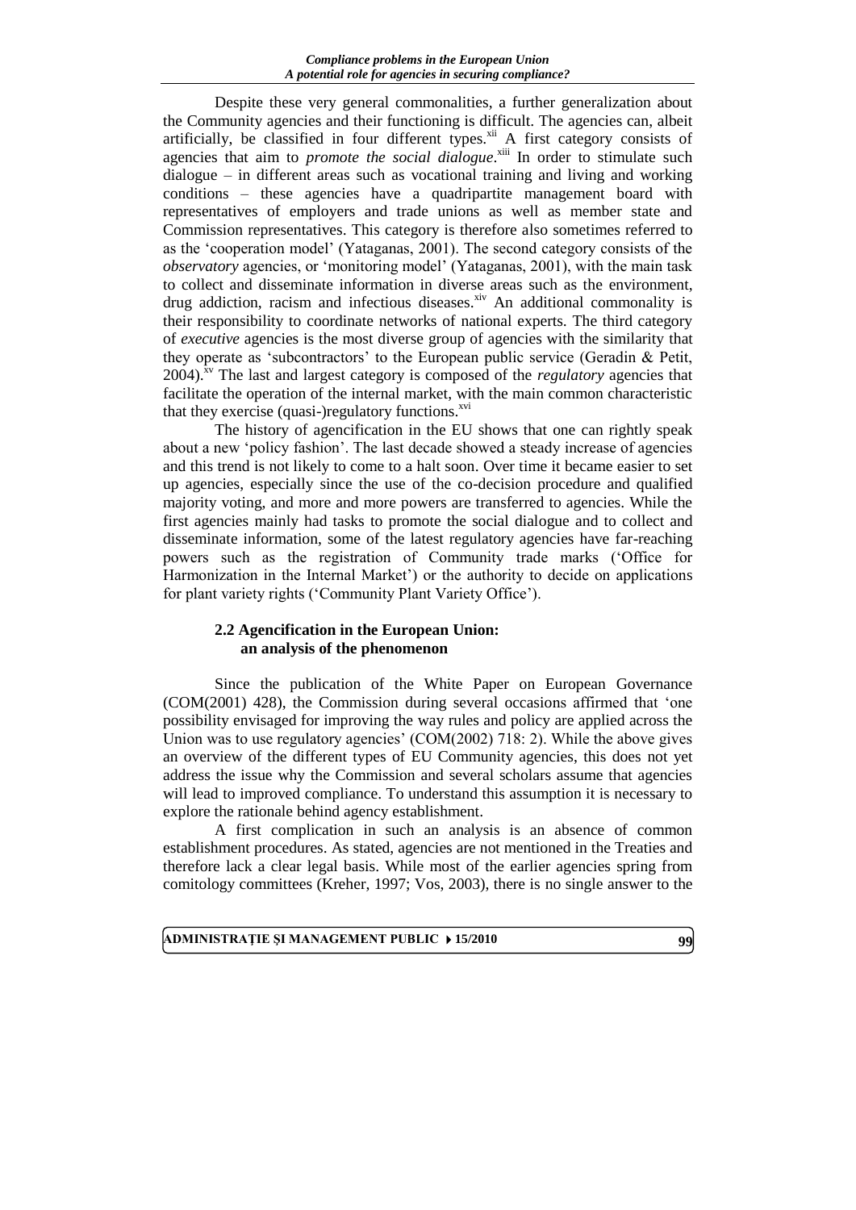Despite these very general commonalities, a further generalization about the Community agencies and their functioning is difficult. The agencies can, albeit artificially, be classified in four different types.[xii] A first category consists of agencies that aim to *promote the social dialogue*.[xiii] In order to stimulate such dialogue – in different areas such as vocational training and living and working conditions – these agencies have a quadripartite management board with representatives of employers and trade unions as well as member state and Commission representatives. This category is therefore also sometimes referred to as the 'cooperation model' (Yataganas, 2001). The second category consists of the *observatory* agencies, or 'monitoring model' (Yataganas, 2001), with the main task to collect and disseminate information in diverse areas such as the environment, drug addiction, racism and infectious diseases.[xiv] An additional commonality is their responsibility to coordinate networks of national experts. The third category of *executive* agencies is the most diverse group of agencies with the similarity that they operate as 'subcontractors' to the European public service (Geradin & Petit, 2004).[xv] The last and largest category is composed of the *regulatory* agencies that facilitate the operation of the internal market, with the main common characteristic that they exercise (quasi-)regulatory functions.[xvi]

The history of agencification in the EU shows that one can rightly speak about a new 'policy fashion'. The last decade showed a steady increase of agencies and this trend is not likely to come to a halt soon. Over time it became easier to set up agencies, especially since the use of the co-decision procedure and qualified majority voting, and more and more powers are transferred to agencies. While the first agencies mainly had tasks to promote the social dialogue and to collect and disseminate information, some of the latest regulatory agencies have far-reaching powers such as the registration of Community trade marks ('Office for Harmonization in the Internal Market') or the authority to decide on applications for plant variety rights ('Community Plant Variety Office').

### 2.2 Agencification in the European Union: an analysis of the phenomenon

Since the publication of the White Paper on European Governance (COM(2001) 428), the Commission during several occasions affirmed that 'one possibility envisaged for improving the way rules and policy are applied across the Union was to use regulatory agencies' (COM(2002) 718: 2). While the above gives an overview of the different types of EU Community agencies, this does not yet address the issue why the Commission and several scholars assume that agencies will lead to improved compliance. To understand this assumption it is necessary to explore the rationale behind agency establishment.

A first complication in such an analysis is an absence of common establishment procedures. As stated, agencies are not mentioned in the Treaties and therefore lack a clear legal basis. While most of the earlier agencies spring from comitology committees (Kreher, 1997; Vos, 2003), there is no single answer to the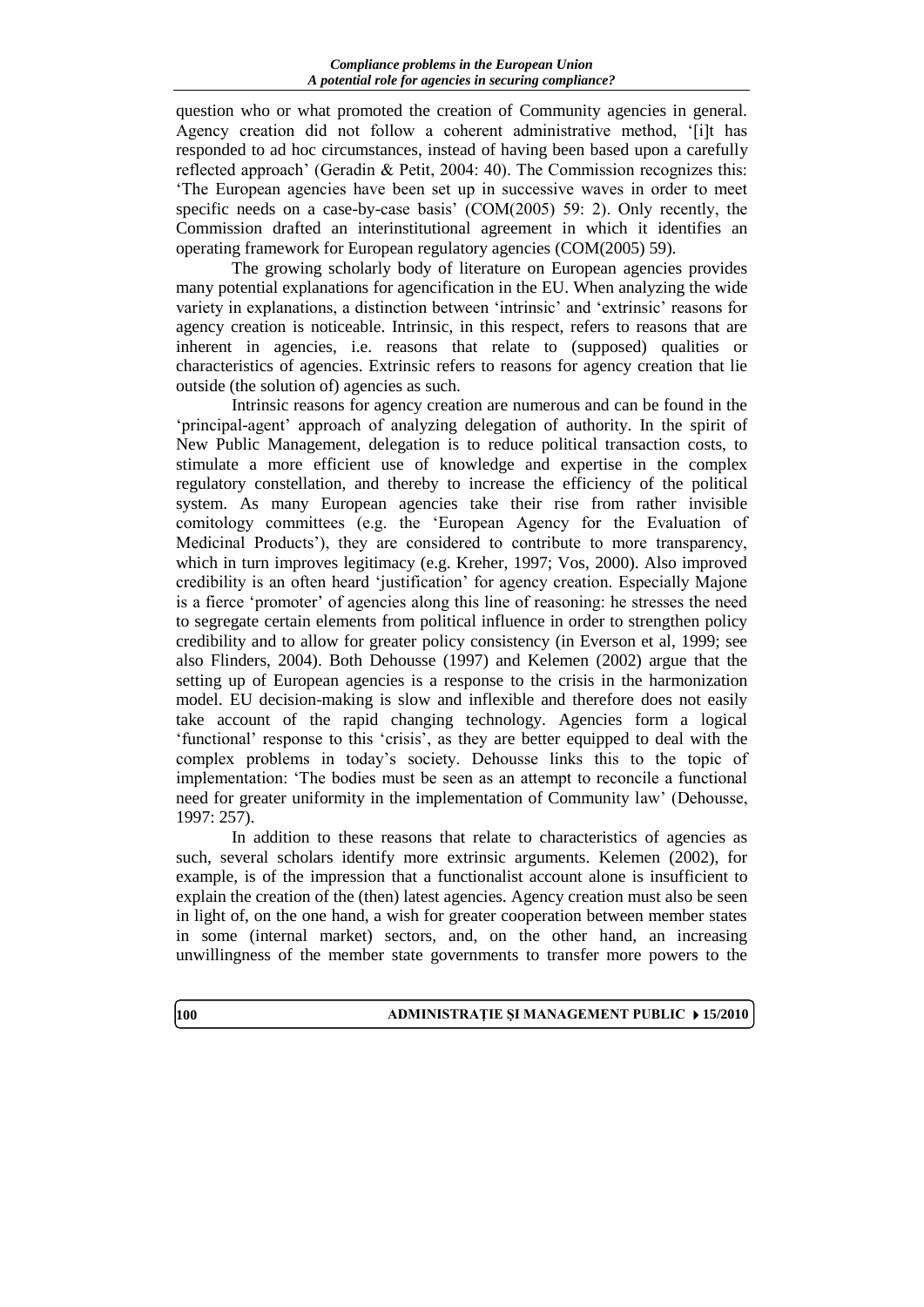question who or what promoted the creation of Community agencies in general. Agency creation did not follow a coherent administrative method, '[i]t has responded to ad hoc circumstances, instead of having been based upon a carefully reflected approach' (Geradin & Petit, 2004: 40). The Commission recognizes this: 'The European agencies have been set up in successive waves in order to meet specific needs on a case-by-case basis' (COM(2005) 59: 2). Only recently, the Commission drafted an interinstitutional agreement in which it identifies an operating framework for European regulatory agencies (COM(2005) 59).

The growing scholarly body of literature on European agencies provides many potential explanations for agencification in the EU. When analyzing the wide variety in explanations, a distinction between 'intrinsic' and 'extrinsic' reasons for agency creation is noticeable. Intrinsic, in this respect, refers to reasons that are inherent in agencies, i.e. reasons that relate to (supposed) qualities or characteristics of agencies. Extrinsic refers to reasons for agency creation that lie outside (the solution of) agencies as such.

Intrinsic reasons for agency creation are numerous and can be found in the 'principal-agent' approach of analyzing delegation of authority. In the spirit of New Public Management, delegation is to reduce political transaction costs, to stimulate a more efficient use of knowledge and expertise in the complex regulatory constellation, and thereby to increase the efficiency of the political system. As many European agencies take their rise from rather invisible comitology committees (e.g. the 'European Agency for the Evaluation of Medicinal Products'), they are considered to contribute to more transparency, which in turn improves legitimacy (e.g. Kreher, 1997; Vos, 2000). Also improved credibility is an often heard 'justification' for agency creation. Especially Majone is a fierce 'promoter' of agencies along this line of reasoning: he stresses the need to segregate certain elements from political influence in order to strengthen policy credibility and to allow for greater policy consistency (in Everson et al, 1999; see also Flinders, 2004). Both Dehousse (1997) and Kelemen (2002) argue that the setting up of European agencies is a response to the crisis in the harmonization model. EU decision-making is slow and inflexible and therefore does not easily take account of the rapid changing technology. Agencies form a logical 'functional' response to this 'crisis', as they are better equipped to deal with the complex problems in today's society. Dehousse links this to the topic of implementation: 'The bodies must be seen as an attempt to reconcile a functional need for greater uniformity in the implementation of Community law' (Dehousse, 1997: 257).

In addition to these reasons that relate to characteristics of agencies as such, several scholars identify more extrinsic arguments. Kelemen (2002), for example, is of the impression that a functionalist account alone is insufficient to explain the creation of the (then) latest agencies. Agency creation must also be seen in light of, on the one hand, a wish for greater cooperation between member states in some (internal market) sectors, and, on the other hand, an increasing unwillingness of the member state governments to transfer more powers to the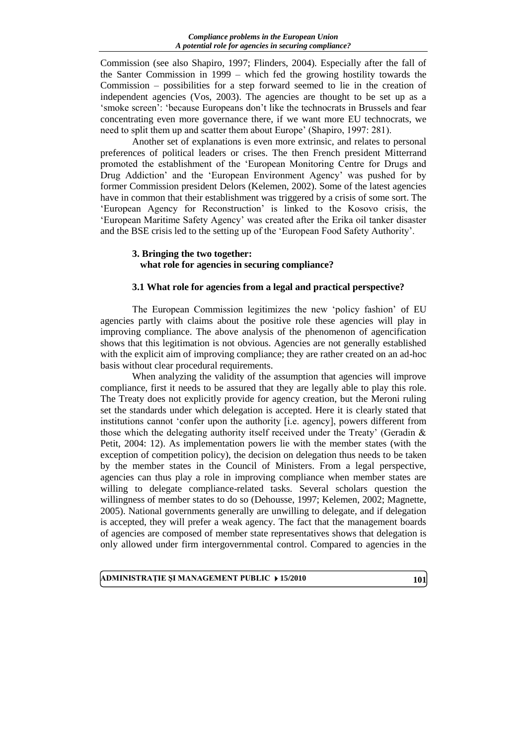Commission (see also Shapiro, 1997; Flinders, 2004). Especially after the fall of the Santer Commission in 1999 – which fed the growing hostility towards the Commission – possibilities for a step forward seemed to lie in the creation of independent agencies (Vos, 2003). The agencies are thought to be set up as a 'smoke screen': 'because Europeans don't like the technocrats in Brussels and fear concentrating even more governance there, if we want more EU technocrats, we need to split them up and scatter them about Europe' (Shapiro, 1997: 281).

Another set of explanations is even more extrinsic, and relates to personal preferences of political leaders or crises. The then French president Mitterrand promoted the establishment of the 'European Monitoring Centre for Drugs and Drug Addiction' and the 'European Environment Agency' was pushed for by former Commission president Delors (Kelemen, 2002). Some of the latest agencies have in common that their establishment was triggered by a crisis of some sort. The 'European Agency for Reconstruction' is linked to the Kosovo crisis, the 'European Maritime Safety Agency' was created after the Erika oil tanker disaster and the BSE crisis led to the setting up of the 'European Food Safety Authority'.

## 3. Bringing the two together: what role for agencies in securing compliance?

### 3.1 What role for agencies from a legal and practical perspective?

The European Commission legitimizes the new 'policy fashion' of EU agencies partly with claims about the positive role these agencies will play in improving compliance. The above analysis of the phenomenon of agencification shows that this legitimation is not obvious. Agencies are not generally established with the explicit aim of improving compliance; they are rather created on an ad-hoc basis without clear procedural requirements.

When analyzing the validity of the assumption that agencies will improve compliance, first it needs to be assured that they are legally able to play this role. The Treaty does not explicitly provide for agency creation, but the Meroni ruling set the standards under which delegation is accepted. Here it is clearly stated that institutions cannot 'confer upon the authority [i.e. agency], powers different from those which the delegating authority itself received under the Treaty' (Geradin & Petit, 2004: 12). As implementation powers lie with the member states (with the exception of competition policy), the decision on delegation thus needs to be taken by the member states in the Council of Ministers. From a legal perspective, agencies can thus play a role in improving compliance when member states are willing to delegate compliance-related tasks. Several scholars question the willingness of member states to do so (Dehousse, 1997; Kelemen, 2002; Magnette, 2005). National governments generally are unwilling to delegate, and if delegation is accepted, they will prefer a weak agency. The fact that the management boards of agencies are composed of member state representatives shows that delegation is only allowed under firm intergovernmental control. Compared to agencies in the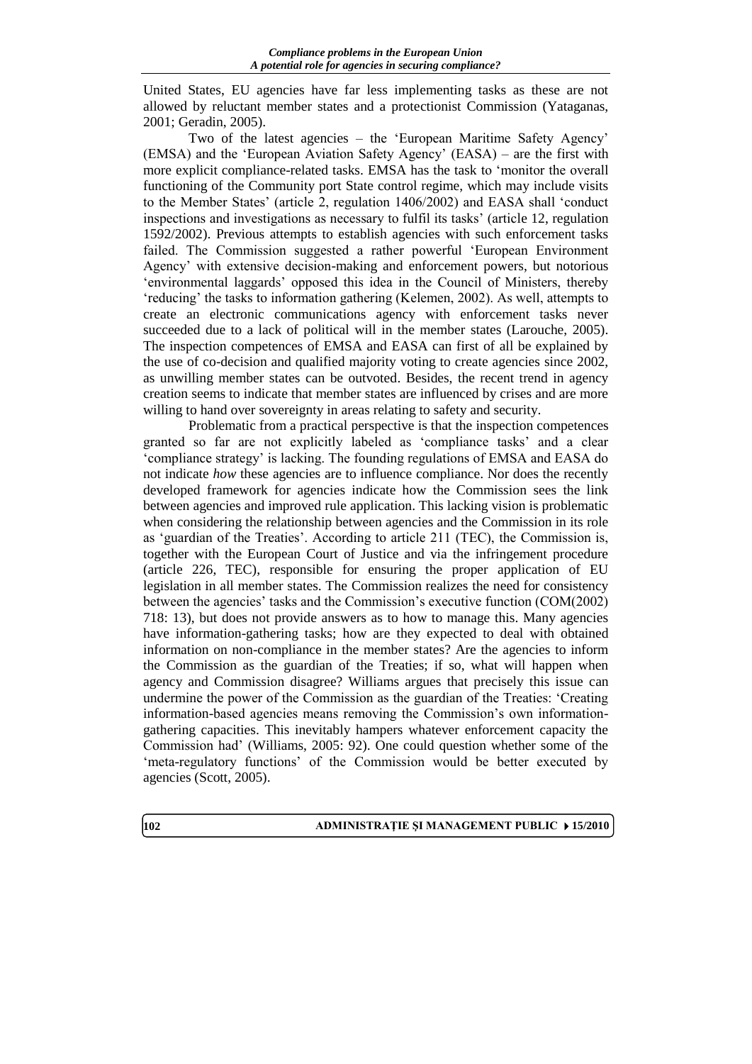United States, EU agencies have far less implementing tasks as these are not allowed by reluctant member states and a protectionist Commission (Yataganas, 2001; Geradin, 2005).

Two of the latest agencies – the 'European Maritime Safety Agency' (EMSA) and the 'European Aviation Safety Agency' (EASA) – are the first with more explicit compliance-related tasks. EMSA has the task to 'monitor the overall functioning of the Community port State control regime, which may include visits to the Member States' (article 2, regulation 1406/2002) and EASA shall 'conduct inspections and investigations as necessary to fulfil its tasks' (article 12, regulation 1592/2002). Previous attempts to establish agencies with such enforcement tasks failed. The Commission suggested a rather powerful 'European Environment Agency' with extensive decision-making and enforcement powers, but notorious 'environmental laggards' opposed this idea in the Council of Ministers, thereby 'reducing' the tasks to information gathering (Kelemen, 2002). As well, attempts to create an electronic communications agency with enforcement tasks never succeeded due to a lack of political will in the member states (Larouche, 2005). The inspection competences of EMSA and EASA can first of all be explained by the use of co-decision and qualified majority voting to create agencies since 2002, as unwilling member states can be outvoted. Besides, the recent trend in agency creation seems to indicate that member states are influenced by crises and are more willing to hand over sovereignty in areas relating to safety and security.

Problematic from a practical perspective is that the inspection competences granted so far are not explicitly labeled as 'compliance tasks' and a clear 'compliance strategy' is lacking. The founding regulations of EMSA and EASA do not indicate *how* these agencies are to influence compliance. Nor does the recently developed framework for agencies indicate how the Commission sees the link between agencies and improved rule application. This lacking vision is problematic when considering the relationship between agencies and the Commission in its role as 'guardian of the Treaties'. According to article 211 (TEC), the Commission is, together with the European Court of Justice and via the infringement procedure (article 226, TEC), responsible for ensuring the proper application of EU legislation in all member states. The Commission realizes the need for consistency between the agencies' tasks and the Commission's executive function (COM(2002) 718: 13), but does not provide answers as to how to manage this. Many agencies have information-gathering tasks; how are they expected to deal with obtained information on non-compliance in the member states? Are the agencies to inform the Commission as the guardian of the Treaties; if so, what will happen when agency and Commission disagree? Williams argues that precisely this issue can undermine the power of the Commission as the guardian of the Treaties: 'Creating information-based agencies means removing the Commission's own information-gathering capacities. This inevitably hampers whatever enforcement capacity the Commission had' (Williams, 2005: 92). One could question whether some of the 'meta-regulatory functions' of the Commission would be better executed by agencies (Scott, 2005).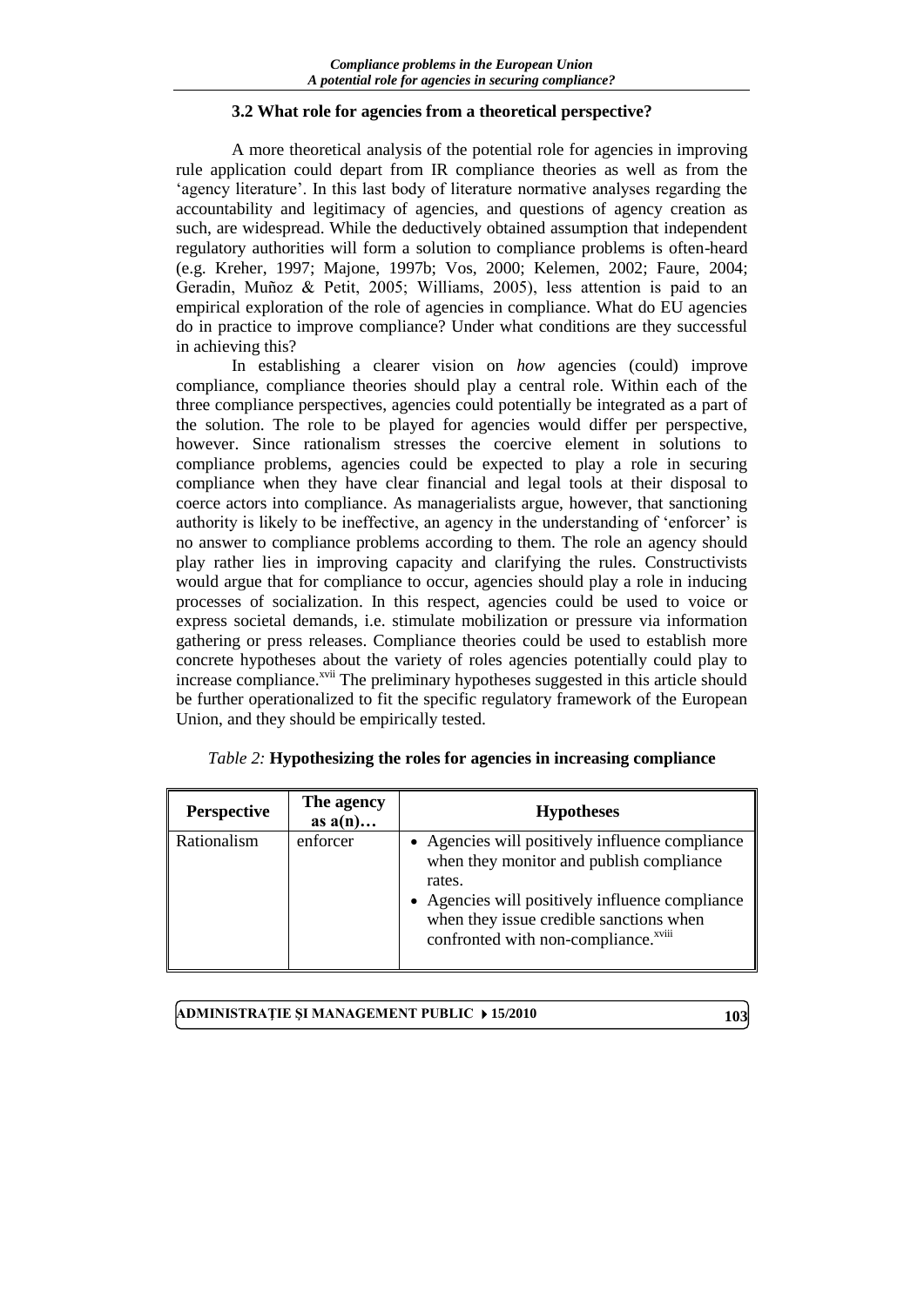### 3.2 What role for agencies from a theoretical perspective?

A more theoretical analysis of the potential role for agencies in improving rule application could depart from IR compliance theories as well as from the 'agency literature'. In this last body of literature normative analyses regarding the accountability and legitimacy of agencies, and questions of agency creation as such, are widespread. While the deductively obtained assumption that independent regulatory authorities will form a solution to compliance problems is often-heard (e.g. Kreher, 1997; Majone, 1997b; Vos, 2000; Kelemen, 2002; Faure, 2004; Geradin, Muñoz & Petit, 2005; Williams, 2005), less attention is paid to an empirical exploration of the role of agencies in compliance. What do EU agencies do in practice to improve compliance? Under what conditions are they successful in achieving this?

In establishing a clearer vision on *how* agencies (could) improve compliance, compliance theories should play a central role. Within each of the three compliance perspectives, agencies could potentially be integrated as a part of the solution. The role to be played for agencies would differ per perspective, however. Since rationalism stresses the coercive element in solutions to compliance problems, agencies could be expected to play a role in securing compliance when they have clear financial and legal tools at their disposal to coerce actors into compliance. As managerialists argue, however, that sanctioning authority is likely to be ineffective, an agency in the understanding of 'enforcer' is no answer to compliance problems according to them. The role an agency should play rather lies in improving capacity and clarifying the rules. Constructivists would argue that for compliance to occur, agencies should play a role in inducing processes of socialization. In this respect, agencies could be used to voice or express societal demands, i.e. stimulate mobilization or pressure via information gathering or press releases. Compliance theories could be used to establish more concrete hypotheses about the variety of roles agencies potentially could play to increase compliance.[xvii] The preliminary hypotheses suggested in this article should be further operationalized to fit the specific regulatory framework of the European Union, and they should be empirically tested.

*Table 2:* **Hypothesizing the roles for agencies in increasing compliance**

| Perspective | The agency as a(n)… | Hypotheses |
|---|---|---|
| Rationalism | enforcer | • Agencies will positively influence compliance when they monitor and publish compliance rates. • Agencies will positively influence compliance when they issue credible sanctions when confronted with non-compliance.[xviii] |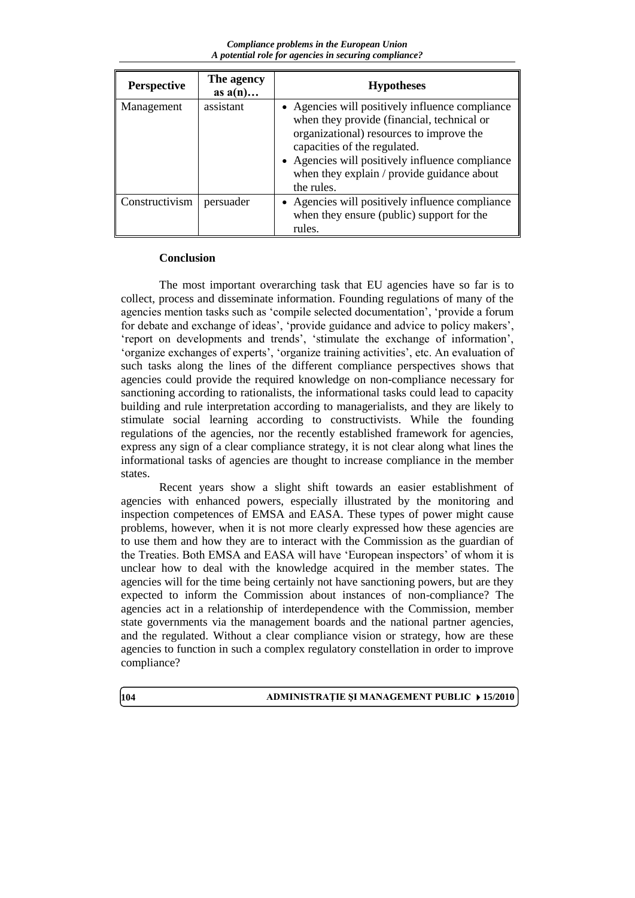| Perspective | The agency as a(n)… | Hypotheses |
|---|---|---|
| Management | assistant | • Agencies will positively influence compliance when they provide (financial, technical or organizational) resources to improve the capacities of the regulated. • Agencies will positively influence compliance when they explain / provide guidance about the rules. |
| Constructivism | persuader | • Agencies will positively influence compliance when they ensure (public) support for the rules. |

### Conclusion

The most important overarching task that EU agencies have so far is to collect, process and disseminate information. Founding regulations of many of the agencies mention tasks such as 'compile selected documentation', 'provide a forum for debate and exchange of ideas', 'provide guidance and advice to policy makers', 'report on developments and trends', 'stimulate the exchange of information', 'organize exchanges of experts', 'organize training activities', etc. An evaluation of such tasks along the lines of the different compliance perspectives shows that agencies could provide the required knowledge on non-compliance necessary for sanctioning according to rationalists, the informational tasks could lead to capacity building and rule interpretation according to managerialists, and they are likely to stimulate social learning according to constructivists. While the founding regulations of the agencies, nor the recently established framework for agencies, express any sign of a clear compliance strategy, it is not clear along what lines the informational tasks of agencies are thought to increase compliance in the member states.

Recent years show a slight shift towards an easier establishment of agencies with enhanced powers, especially illustrated by the monitoring and inspection competences of EMSA and EASA. These types of power might cause problems, however, when it is not more clearly expressed how these agencies are to use them and how they are to interact with the Commission as the guardian of the Treaties. Both EMSA and EASA will have 'European inspectors' of whom it is unclear how to deal with the knowledge acquired in the member states. The agencies will for the time being certainly not have sanctioning powers, but are they expected to inform the Commission about instances of non-compliance? The agencies act in a relationship of interdependence with the Commission, member state governments via the management boards and the national partner agencies, and the regulated. Without a clear compliance vision or strategy, how are these agencies to function in such a complex regulatory constellation in order to improve compliance?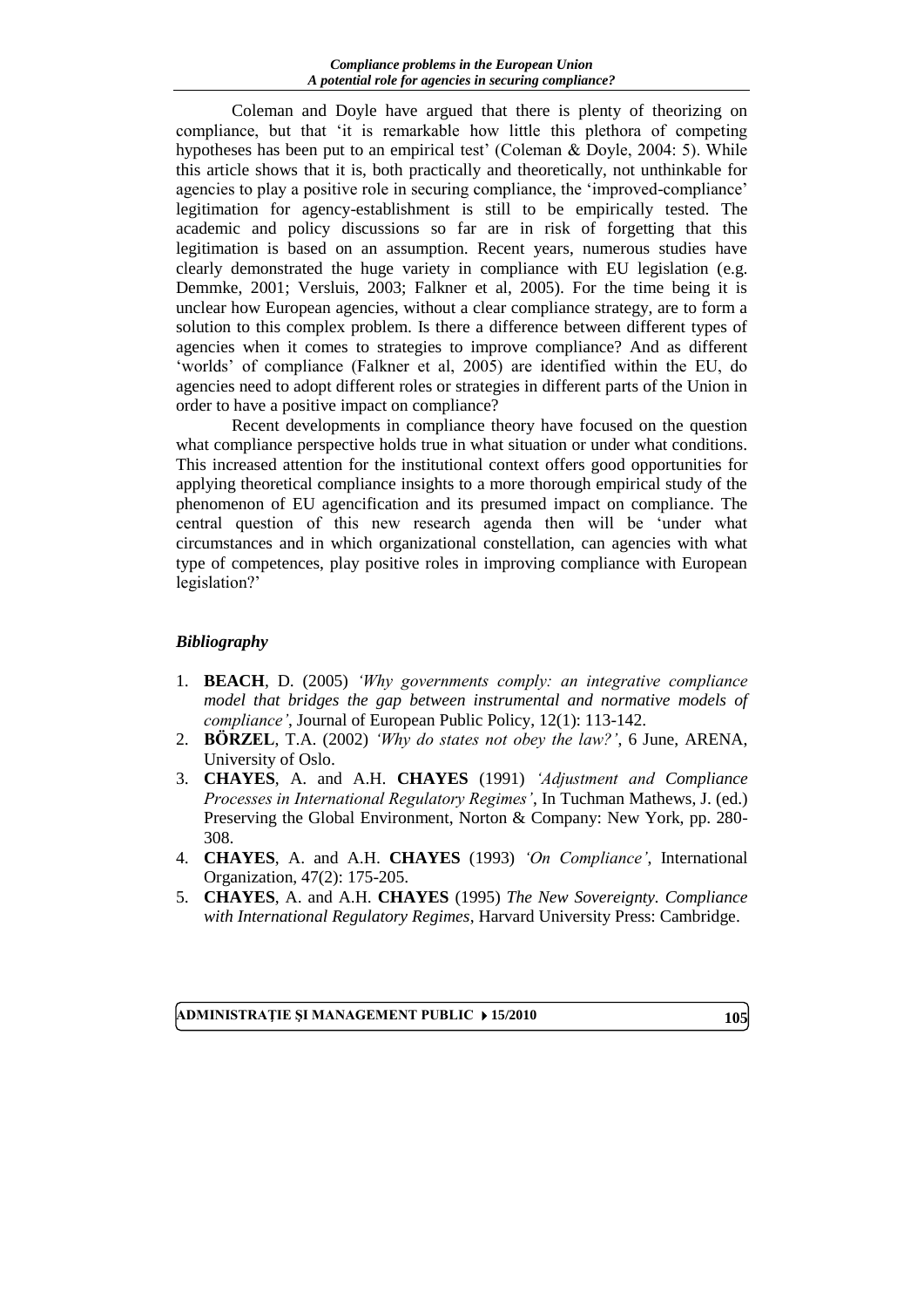Coleman and Doyle have argued that there is plenty of theorizing on compliance, but that 'it is remarkable how little this plethora of competing hypotheses has been put to an empirical test' (Coleman & Doyle, 2004: 5). While this article shows that it is, both practically and theoretically, not unthinkable for agencies to play a positive role in securing compliance, the 'improved-compliance' legitimation for agency-establishment is still to be empirically tested. The academic and policy discussions so far are in risk of forgetting that this legitimation is based on an assumption. Recent years, numerous studies have clearly demonstrated the huge variety in compliance with EU legislation (e.g. Demmke, 2001; Versluis, 2003; Falkner et al, 2005). For the time being it is unclear how European agencies, without a clear compliance strategy, are to form a solution to this complex problem. Is there a difference between different types of agencies when it comes to strategies to improve compliance? And as different 'worlds' of compliance (Falkner et al, 2005) are identified within the EU, do agencies need to adopt different roles or strategies in different parts of the Union in order to have a positive impact on compliance?

Recent developments in compliance theory have focused on the question what compliance perspective holds true in what situation or under what conditions. This increased attention for the institutional context offers good opportunities for applying theoretical compliance insights to a more thorough empirical study of the phenomenon of EU agencification and its presumed impact on compliance. The central question of this new research agenda then will be 'under what circumstances and in which organizational constellation, can agencies with what type of competences, play positive roles in improving compliance with European legislation?'

### *Bibliography*

1. **BEACH**, D. (2005) *'Why governments comply: an integrative compliance model that bridges the gap between instrumental and normative models of compliance'*, Journal of European Public Policy, 12(1): 113-142.
2. **BÖRZEL**, T.A. (2002) *'Why do states not obey the law?'*, 6 June, ARENA, University of Oslo.
3. **CHAYES**, A. and A.H. **CHAYES** (1991) *'Adjustment and Compliance Processes in International Regulatory Regimes'*, In Tuchman Mathews, J. (ed.) Preserving the Global Environment, Norton & Company: New York, pp. 280-308.
4. **CHAYES**, A. and A.H. **CHAYES** (1993) *'On Compliance'*, International Organization, 47(2): 175-205.
5. **CHAYES**, A. and A.H. **CHAYES** (1995) *The New Sovereignty. Compliance with International Regulatory Regimes*, Harvard University Press: Cambridge.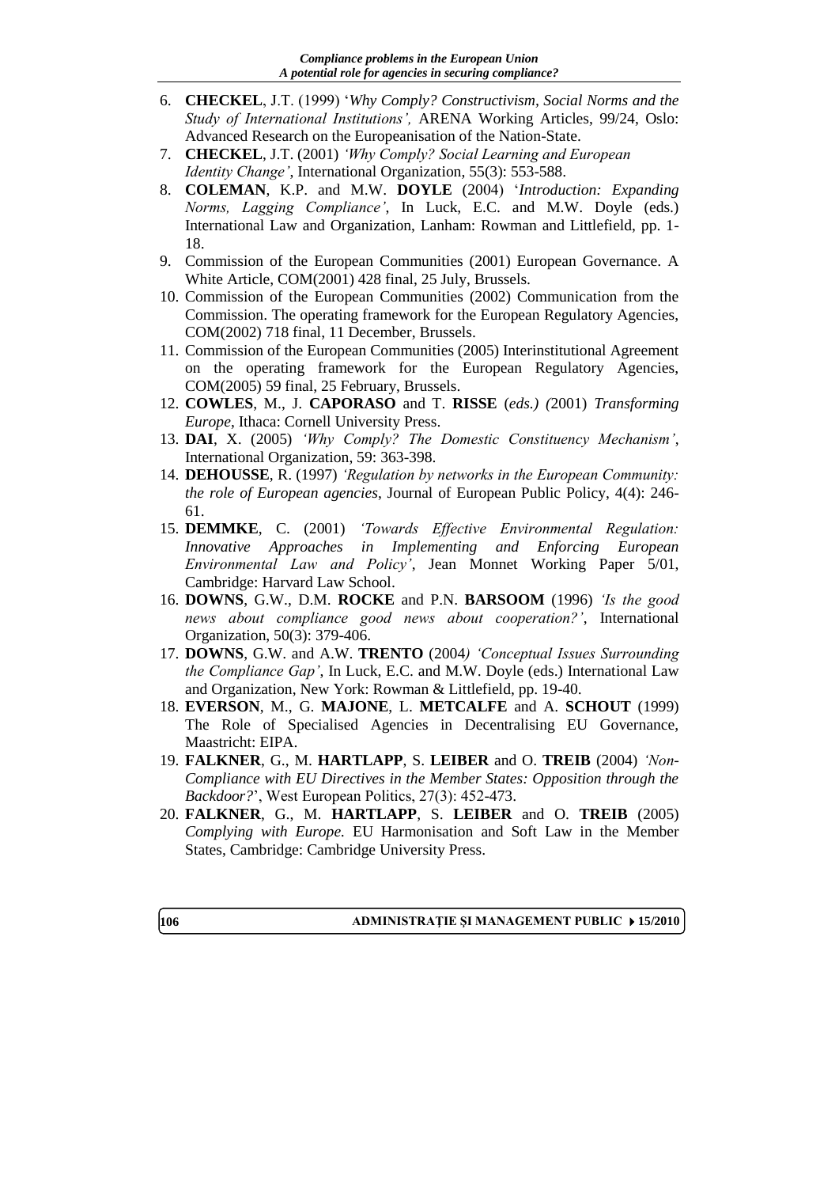6. **CHECKEL**, J.T. (1999) '*Why Comply? Constructivism, Social Norms and the Study of International Institutions',* ARENA Working Articles, 99/24, Oslo: Advanced Research on the Europeanisation of the Nation-State.
7. **CHECKEL**, J.T. (2001) *'Why Comply? Social Learning and European Identity Change'*, International Organization, 55(3): 553-588.
8. **COLEMAN**, K.P. and M.W. **DOYLE** (2004) '*Introduction: Expanding Norms, Lagging Compliance'*, In Luck, E.C. and M.W. Doyle (eds.) International Law and Organization, Lanham: Rowman and Littlefield, pp. 1-18.
9. Commission of the European Communities (2001) European Governance. A White Article, COM(2001) 428 final, 25 July, Brussels.
10. Commission of the European Communities (2002) Communication from the Commission. The operating framework for the European Regulatory Agencies, COM(2002) 718 final, 11 December, Brussels.
11. Commission of the European Communities (2005) Interinstitutional Agreement on the operating framework for the European Regulatory Agencies, COM(2005) 59 final, 25 February, Brussels.
12. **COWLES**, M., J. **CAPORASO** and T. **RISSE** (*eds.) (*2001) *Transforming Europe*, Ithaca: Cornell University Press.
13. **DAI**, X. (2005) *'Why Comply? The Domestic Constituency Mechanism'*, International Organization, 59: 363-398.
14. **DEHOUSSE**, R. (1997) *'Regulation by networks in the European Community: the role of European agencies*, Journal of European Public Policy, 4(4): 246-61.
15. **DEMMKE**, C. (2001) *'Towards Effective Environmental Regulation: Innovative Approaches in Implementing and Enforcing European Environmental Law and Policy'*, Jean Monnet Working Paper 5/01, Cambridge: Harvard Law School.
16. **DOWNS**, G.W., D.M. **ROCKE** and P.N. **BARSOOM** (1996) *'Is the good news about compliance good news about cooperation?'*, International Organization, 50(3): 379-406.
17. **DOWNS**, G.W. and A.W. **TRENTO** (2004*) 'Conceptual Issues Surrounding the Compliance Gap'*, In Luck, E.C. and M.W. Doyle (eds.) International Law and Organization, New York: Rowman & Littlefield, pp. 19-40.
18. **EVERSON**, M., G. **MAJONE**, L. **METCALFE** and A. **SCHOUT** (1999) The Role of Specialised Agencies in Decentralising EU Governance, Maastricht: EIPA.
19. **FALKNER**, G., M. **HARTLAPP**, S. **LEIBER** and O. **TREIB** (2004) *'Non-Compliance with EU Directives in the Member States: Opposition through the Backdoor?*', West European Politics, 27(3): 452-473.
20. **FALKNER**, G., M. **HARTLAPP**, S. **LEIBER** and O. **TREIB** (2005) *Complying with Europe.* EU Harmonisation and Soft Law in the Member States, Cambridge: Cambridge University Press.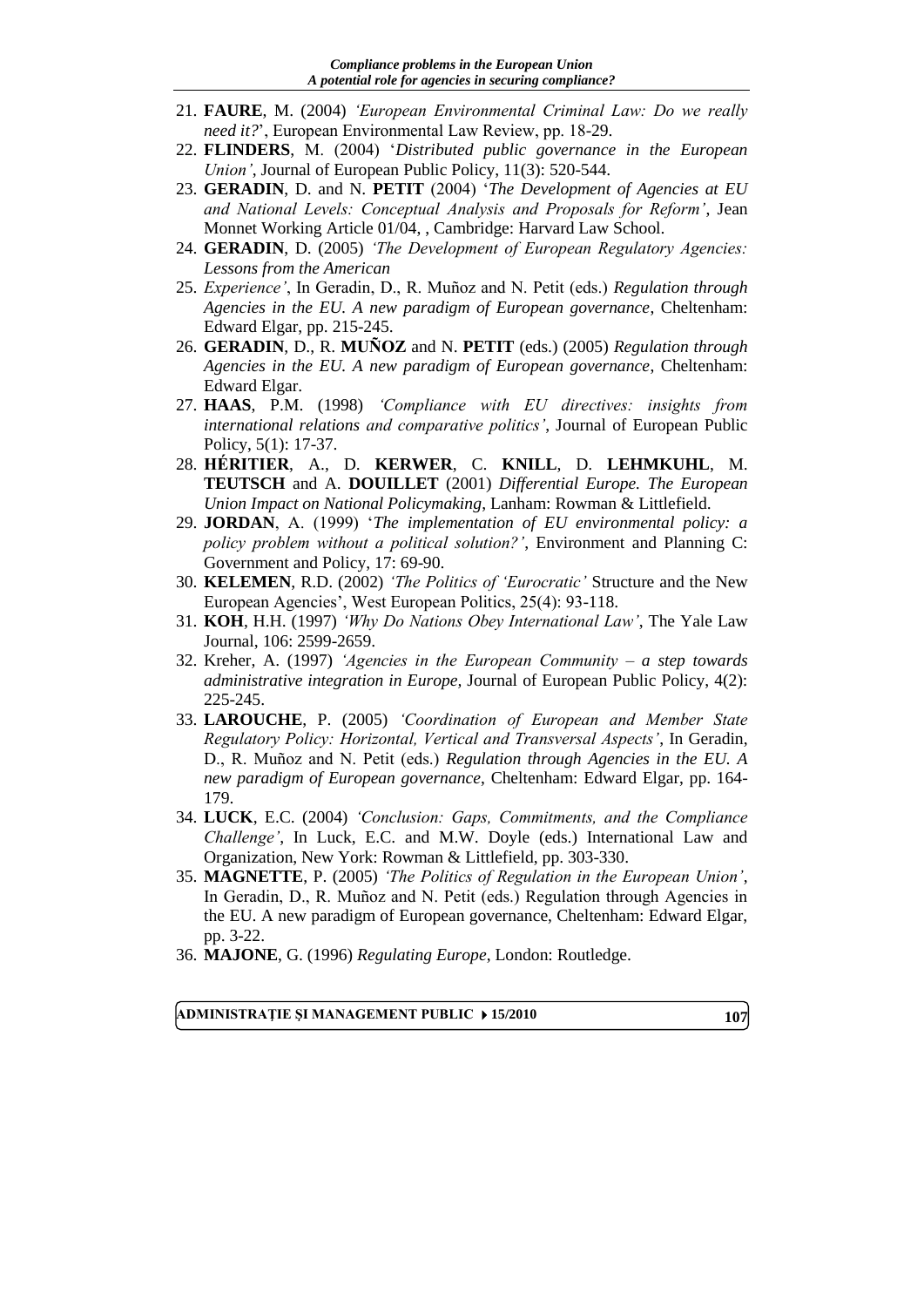21. **FAURE**, M. (2004) *'European Environmental Criminal Law: Do we really need it?*', European Environmental Law Review, pp. 18-29.
22. **FLINDERS**, M. (2004) '*Distributed public governance in the European Union'*, Journal of European Public Policy, 11(3): 520-544.
23. **GERADIN**, D. and N. **PETIT** (2004) '*The Development of Agencies at EU and National Levels: Conceptual Analysis and Proposals for Reform'*, Jean Monnet Working Article 01/04, , Cambridge: Harvard Law School.
24. **GERADIN**, D. (2005) *'The Development of European Regulatory Agencies: Lessons from the American*
25. *Experience'*, In Geradin, D., R. Muñoz and N. Petit (eds.) *Regulation through Agencies in the EU. A new paradigm of European governance*, Cheltenham: Edward Elgar, pp. 215-245.
26. **GERADIN**, D., R. **MUÑOZ** and N. **PETIT** (eds.) (2005) *Regulation through Agencies in the EU. A new paradigm of European governance*, Cheltenham: Edward Elgar.
27. **HAAS**, P.M. (1998) *'Compliance with EU directives: insights from international relations and comparative politics'*, Journal of European Public Policy, 5(1): 17-37.
28. **HÉRITIER**, A., D. **KERWER**, C. **KNILL**, D. **LEHMKUHL**, M. **TEUTSCH** and A. **DOUILLET** (2001) *Differential Europe. The European Union Impact on National Policymaking*, Lanham: Rowman & Littlefield.
29. **JORDAN**, A. (1999) '*The implementation of EU environmental policy: a policy problem without a political solution?'*, Environment and Planning C: Government and Policy, 17: 69-90.
30. **KELEMEN**, R.D. (2002) *'The Politics of 'Eurocratic'* Structure and the New European Agencies', West European Politics, 25(4): 93-118.
31. **KOH**, H.H. (1997) *'Why Do Nations Obey International Law'*, The Yale Law Journal, 106: 2599-2659.
32. Kreher, A. (1997) *'Agencies in the European Community – a step towards administrative integration in Europe,* Journal of European Public Policy, 4(2): 225-245.
33. **LAROUCHE**, P. (2005) *'Coordination of European and Member State Regulatory Policy: Horizontal, Vertical and Transversal Aspects'*, In Geradin, D., R. Muñoz and N. Petit (eds.) *Regulation through Agencies in the EU. A new paradigm of European governance*, Cheltenham: Edward Elgar, pp. 164-179.
34. **LUCK**, E.C. (2004) *'Conclusion: Gaps, Commitments, and the Compliance Challenge'*, In Luck, E.C. and M.W. Doyle (eds.) International Law and Organization, New York: Rowman & Littlefield, pp. 303-330.
35. **MAGNETTE**, P. (2005) *'The Politics of Regulation in the European Union'*, In Geradin, D., R. Muñoz and N. Petit (eds.) Regulation through Agencies in the EU. A new paradigm of European governance, Cheltenham: Edward Elgar, pp. 3-22.
36. **MAJONE**, G. (1996) *Regulating Europe*, London: Routledge.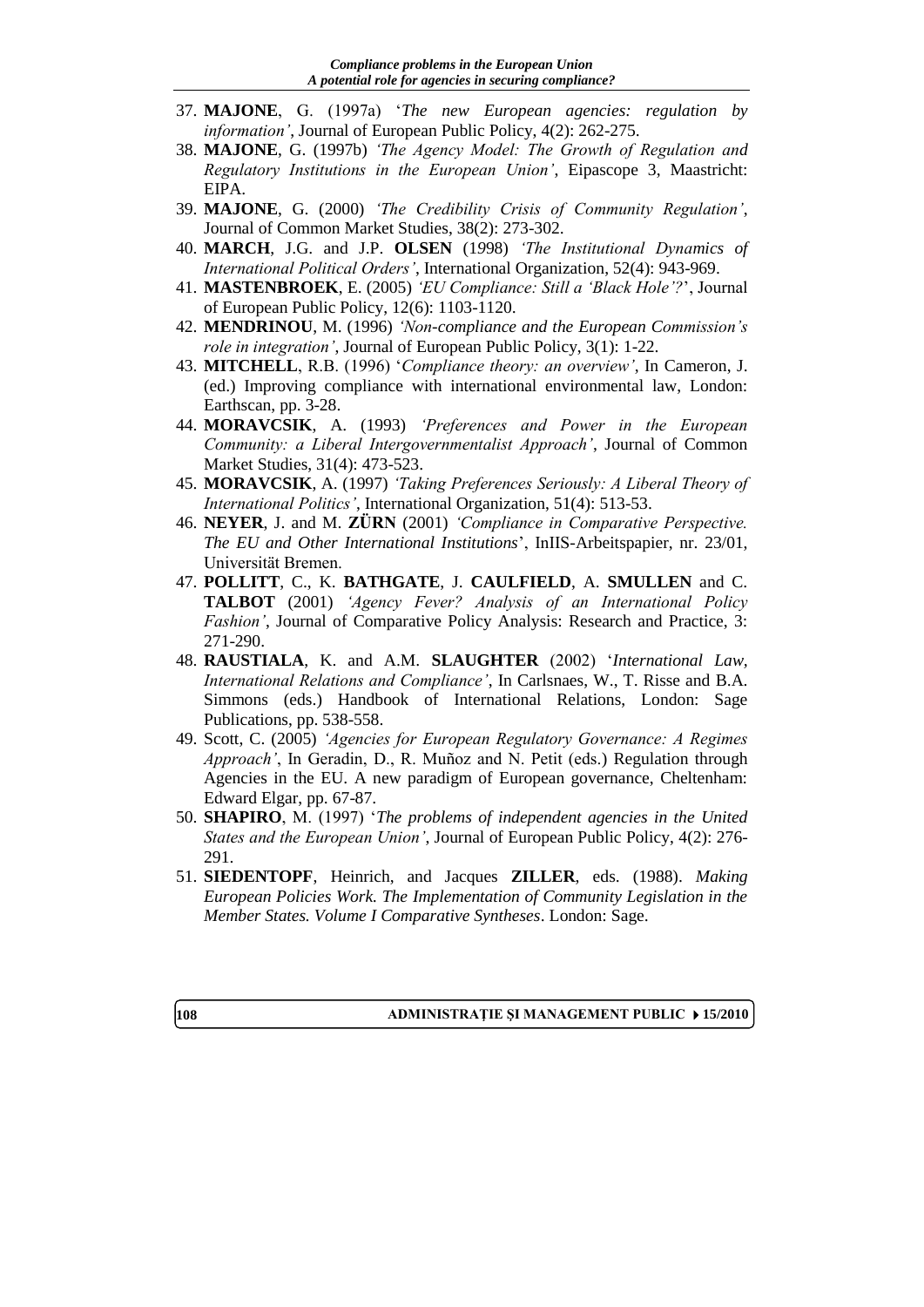37. **MAJONE**, G. (1997a) '*The new European agencies: regulation by information'*, Journal of European Public Policy, 4(2): 262-275.
38. **MAJONE**, G. (1997b) *'The Agency Model: The Growth of Regulation and Regulatory Institutions in the European Union'*, Eipascope 3, Maastricht: EIPA.
39. **MAJONE**, G. (2000) *'The Credibility Crisis of Community Regulation'*, Journal of Common Market Studies, 38(2): 273-302.
40. **MARCH**, J.G. and J.P. **OLSEN** (1998) *'The Institutional Dynamics of International Political Orders'*, International Organization, 52(4): 943-969.
41. **MASTENBROEK**, E. (2005) *'EU Compliance: Still a 'Black Hole'?*', Journal of European Public Policy, 12(6): 1103-1120.
42. **MENDRINOU**, M. (1996) *'Non-compliance and the European Commission's role in integration'*, Journal of European Public Policy, 3(1): 1-22.
43. **MITCHELL**, R.B. (1996) '*Compliance theory: an overview'*, In Cameron, J. (ed.) Improving compliance with international environmental law, London: Earthscan, pp. 3-28.
44. **MORAVCSIK**, A. (1993) *'Preferences and Power in the European Community: a Liberal Intergovernmentalist Approach'*, Journal of Common Market Studies, 31(4): 473-523.
45. **MORAVCSIK**, A. (1997) *'Taking Preferences Seriously: A Liberal Theory of International Politics'*, International Organization, 51(4): 513-53.
46. **NEYER**, J. and M. **ZÜRN** (2001) *'Compliance in Comparative Perspective. The EU and Other International Institutions*', InIIS-Arbeitspapier, nr. 23/01, Universität Bremen.
47. **POLLITT**, C., K. **BATHGATE**, J. **CAULFIELD**, A. **SMULLEN** and C. **TALBOT** (2001) *'Agency Fever? Analysis of an International Policy Fashion'*, Journal of Comparative Policy Analysis: Research and Practice, 3: 271-290.
48. **RAUSTIALA**, K. and A.M. **SLAUGHTER** (2002) '*International Law, International Relations and Compliance'*, In Carlsnaes, W., T. Risse and B.A. Simmons (eds.) Handbook of International Relations, London: Sage Publications, pp. 538-558.
49. Scott, C. (2005) *'Agencies for European Regulatory Governance: A Regimes Approach'*, In Geradin, D., R. Muñoz and N. Petit (eds.) Regulation through Agencies in the EU. A new paradigm of European governance, Cheltenham: Edward Elgar, pp. 67-87.
50. **SHAPIRO**, M. (1997) '*The problems of independent agencies in the United States and the European Union'*, Journal of European Public Policy, 4(2): 276-291.
51. **SIEDENTOPF**, Heinrich, and Jacques **ZILLER**, eds. (1988). *Making European Policies Work. The Implementation of Community Legislation in the Member States. Volume I Comparative Syntheses*. London: Sage.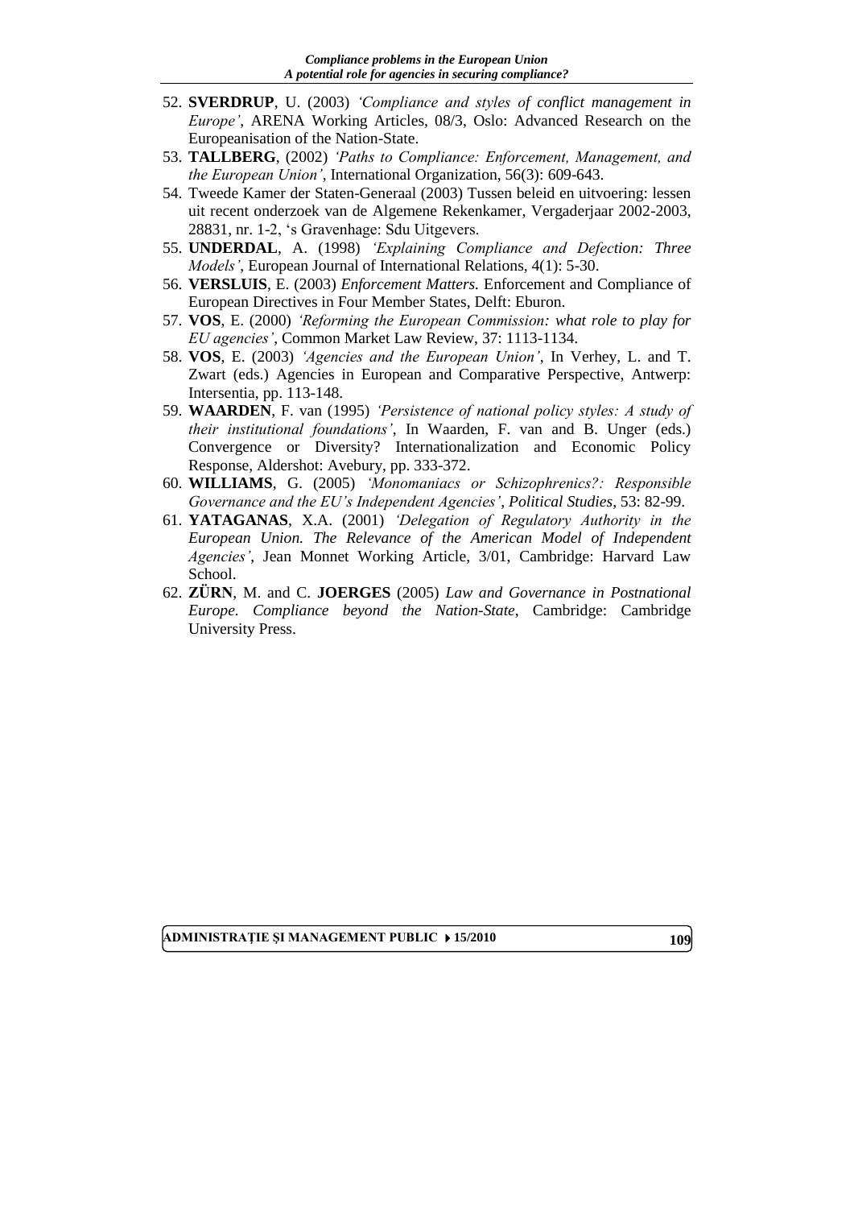52. **SVERDRUP**, U. (2003) *'Compliance and styles of conflict management in Europe'*, ARENA Working Articles, 08/3, Oslo: Advanced Research on the Europeanisation of the Nation-State.
53. **TALLBERG**, (2002) *'Paths to Compliance: Enforcement, Management, and the European Union'*, International Organization, 56(3): 609-643.
54. Tweede Kamer der Staten-Generaal (2003) Tussen beleid en uitvoering: lessen uit recent onderzoek van de Algemene Rekenkamer, Vergaderjaar 2002-2003, 28831, nr. 1-2, 's Gravenhage: Sdu Uitgevers.
55. **UNDERDAL**, A. (1998) *'Explaining Compliance and Defection: Three Models'*, European Journal of International Relations, 4(1): 5-30.
56. **VERSLUIS**, E. (2003) *Enforcement Matters.* Enforcement and Compliance of European Directives in Four Member States, Delft: Eburon.
57. **VOS**, E. (2000) *'Reforming the European Commission: what role to play for EU agencies'*, Common Market Law Review, 37: 1113-1134.
58. **VOS**, E. (2003) *'Agencies and the European Union'*, In Verhey, L. and T. Zwart (eds.) Agencies in European and Comparative Perspective, Antwerp: Intersentia, pp. 113-148.
59. **WAARDEN**, F. van (1995) *'Persistence of national policy styles: A study of their institutional foundations'*, In Waarden, F. van and B. Unger (eds.) Convergence or Diversity? Internationalization and Economic Policy Response, Aldershot: Avebury, pp. 333-372.
60. **WILLIAMS**, G. (2005) *'Monomaniacs or Schizophrenics?: Responsible Governance and the EU's Independent Agencies'*, *Political Studies*, 53: 82-99.
61. **YATAGANAS**, X.A. (2001) *'Delegation of Regulatory Authority in the European Union. The Relevance of the American Model of Independent Agencies'*, Jean Monnet Working Article, 3/01, Cambridge: Harvard Law School.
62. **ZÜRN**, M. and C. **JOERGES** (2005) *Law and Governance in Postnational Europe. Compliance beyond the Nation-State*, Cambridge: Cambridge University Press.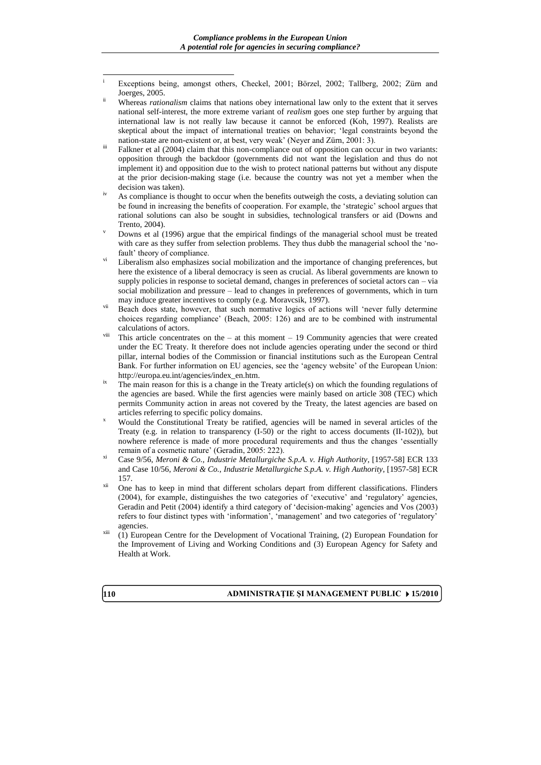[i] Exceptions being, amongst others, Checkel, 2001; Börzel, 2002; Tallberg, 2002; Zürn and Joerges, 2005.

[ii] Whereas *rationalism* claims that nations obey international law only to the extent that it serves national self-interest, the more extreme variant of *realism* goes one step further by arguing that international law is not really law because it cannot be enforced (Koh, 1997). Realists are skeptical about the impact of international treaties on behavior; 'legal constraints beyond the nation-state are non-existent or, at best, very weak' (Neyer and Zürn, 2001: 3).

[iii] Falkner et al (2004) claim that this non-compliance out of opposition can occur in two variants: opposition through the backdoor (governments did not want the legislation and thus do not implement it) and opposition due to the wish to protect national patterns but without any dispute at the prior decision-making stage (i.e. because the country was not yet a member when the decision was taken).

[iv] As compliance is thought to occur when the benefits outweigh the costs, a deviating solution can be found in increasing the benefits of cooperation. For example, the 'strategic' school argues that rational solutions can also be sought in subsidies, technological transfers or aid (Downs and Trento, 2004).

[v] Downs et al (1996) argue that the empirical findings of the managerial school must be treated with care as they suffer from selection problems. They thus dub the managerial school the 'no-fault' theory of compliance.

[vi] Liberalism also emphasizes social mobilization and the importance of changing preferences, but here the existence of a liberal democracy is seen as crucial. As liberal governments are known to supply policies in response to societal demand, changes in preferences of societal actors can – via social mobilization and pressure – lead to changes in preferences of governments, which in turn may induce greater incentives to comply (e.g. Moravcsik, 1997).

[vii] Beach does state, however, that such normative logics of actions will 'never fully determine choices regarding compliance' (Beach, 2005: 126) and are to be combined with instrumental calculations of actors.

[viii] This article concentrates on the – at this moment – 19 Community agencies that were created under the EC Treaty. It therefore does not include agencies operating under the second or third pillar, internal bodies of the Commission or financial institutions such as the European Central Bank. For further information on EU agencies, see the 'agency website' of the European Union: http://europa.eu.int/agencies/index_en.htm.

[ix] The main reason for this is a change in the Treaty article(s) on which the founding regulations of the agencies are based. While the first agencies were mainly based on article 308 (TEC) which permits Community action in areas not covered by the Treaty, the latest agencies are based on articles referring to specific policy domains.

[x] Would the Constitutional Treaty be ratified, agencies will be named in several articles of the Treaty (e.g. in relation to transparency (I-50) or the right to access documents (II-102)), but nowhere reference is made of more procedural requirements and thus the changes 'essentially remain of a cosmetic nature' (Geradin, 2005: 222).

[xi] Case 9/56, *Meroni & Co., Industrie Metallurgiche S.p.A. v. High Authority*, [1957-58] ECR 133 and Case 10/56, *Meroni & Co., Industrie Metallurgiche S.p.A. v. High Authority*, [1957-58] ECR 157.

[xii] One has to keep in mind that different scholars depart from different classifications. Flinders (2004), for example, distinguishes the two categories of 'executive' and 'regulatory' agencies, Geradin and Petit (2004) identify a third category of 'decision-making' agencies and Vos (2003) refers to four distinct types with 'information', 'management' and two categories of 'regulatory' agencies.

[xiii] (1) European Centre for the Development of Vocational Training, (2) European Foundation for the Improvement of Living and Working Conditions and (3) European Agency for Safety and Health at Work.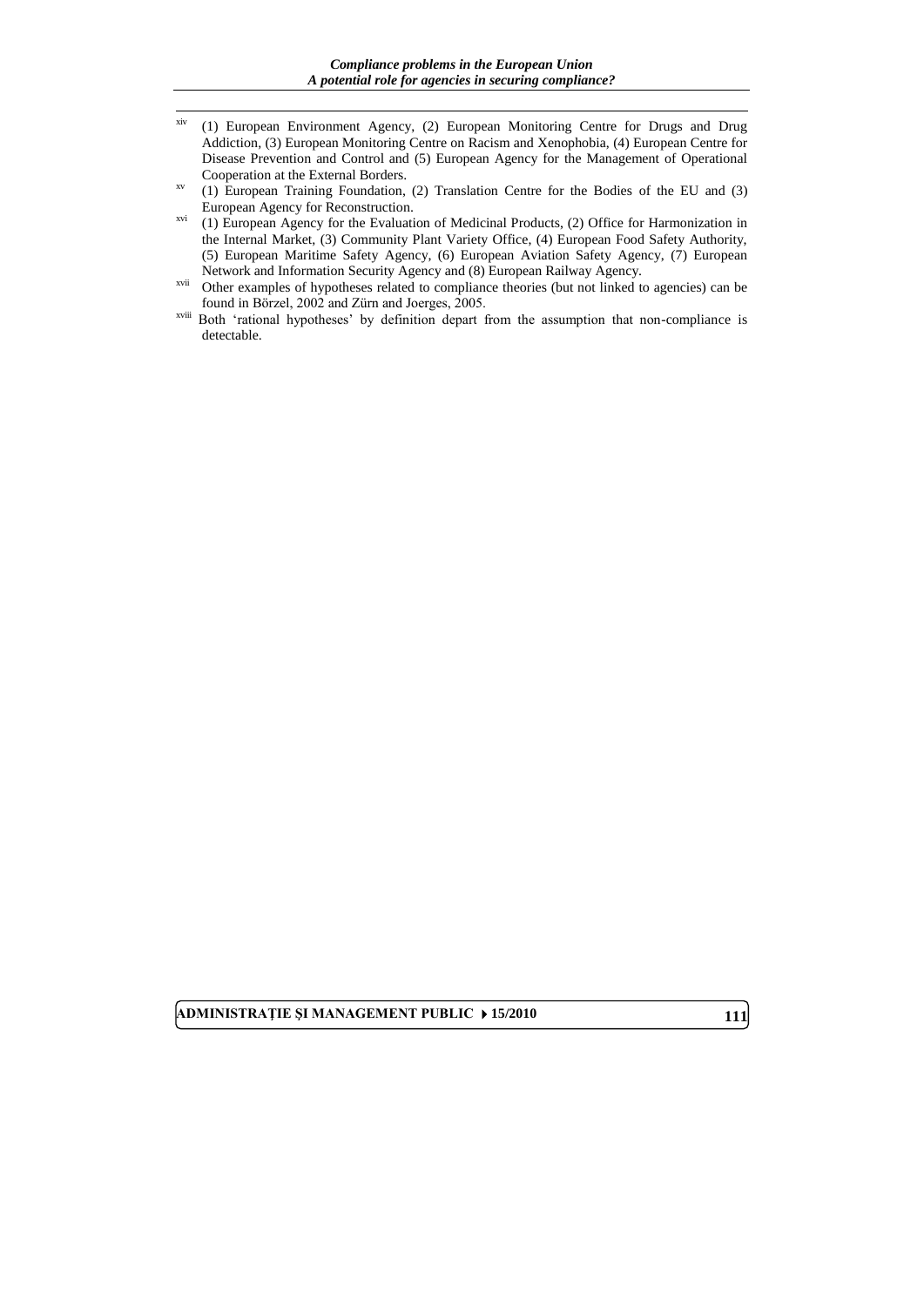[xiv] (1) European Environment Agency, (2) European Monitoring Centre for Drugs and Drug Addiction, (3) European Monitoring Centre on Racism and Xenophobia, (4) European Centre for Disease Prevention and Control and (5) European Agency for the Management of Operational Cooperation at the External Borders.

[xv] (1) European Training Foundation, (2) Translation Centre for the Bodies of the EU and (3) European Agency for Reconstruction.

[xvi] (1) European Agency for the Evaluation of Medicinal Products, (2) Office for Harmonization in the Internal Market, (3) Community Plant Variety Office, (4) European Food Safety Authority, (5) European Maritime Safety Agency, (6) European Aviation Safety Agency, (7) European Network and Information Security Agency and (8) European Railway Agency.

[xvii] Other examples of hypotheses related to compliance theories (but not linked to agencies) can be found in Börzel, 2002 and Zürn and Joerges, 2005.

[xviii] Both 'rational hypotheses' by definition depart from the assumption that non-compliance is detectable.